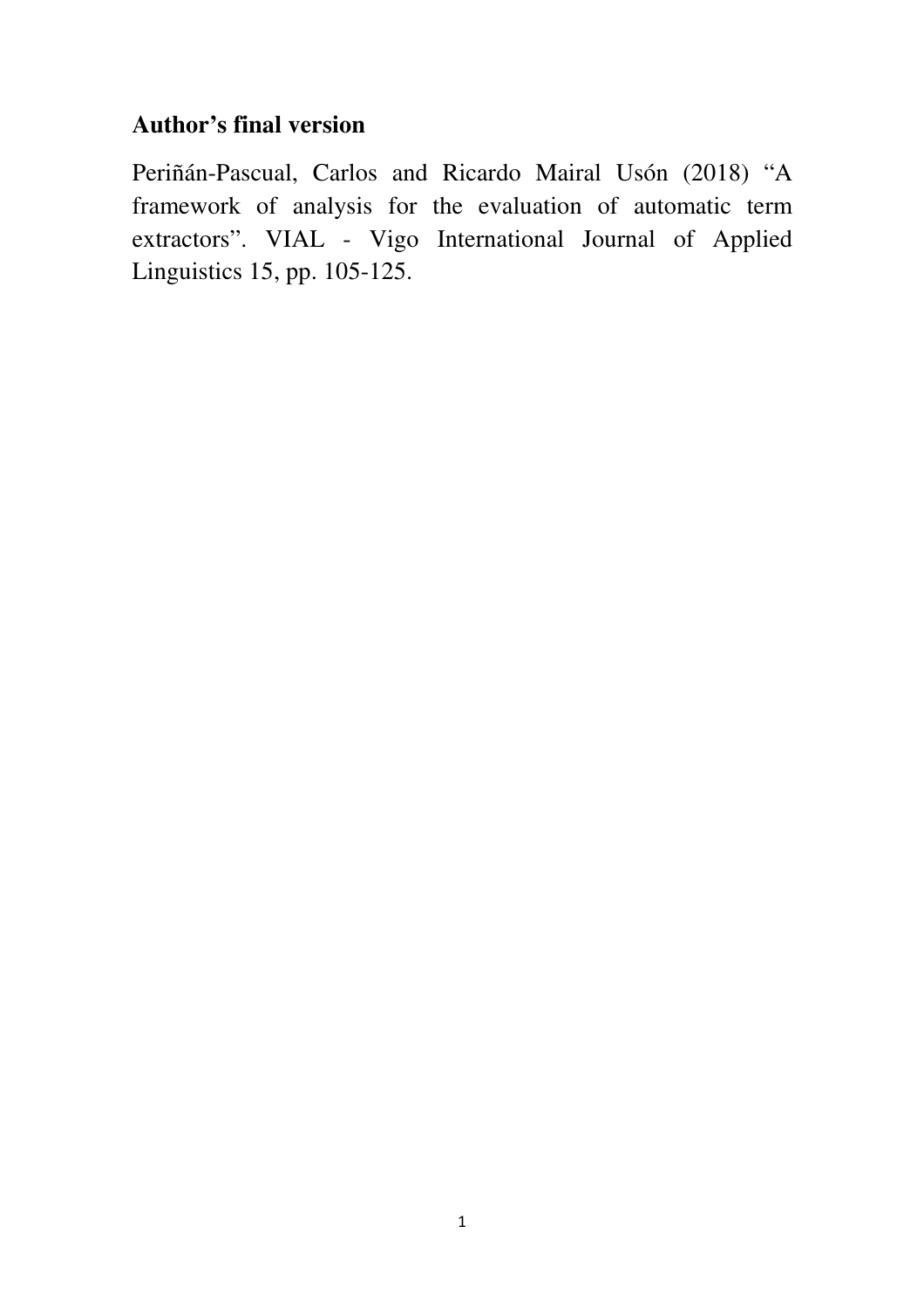**Author’s final version**

Periñán-Pascual, Carlos and Ricardo Mairal Usón (2018) “A framework of analysis for the evaluation of automatic term extractors”. VIAL - Vigo International Journal of Applied Linguistics 15, pp. 105-125.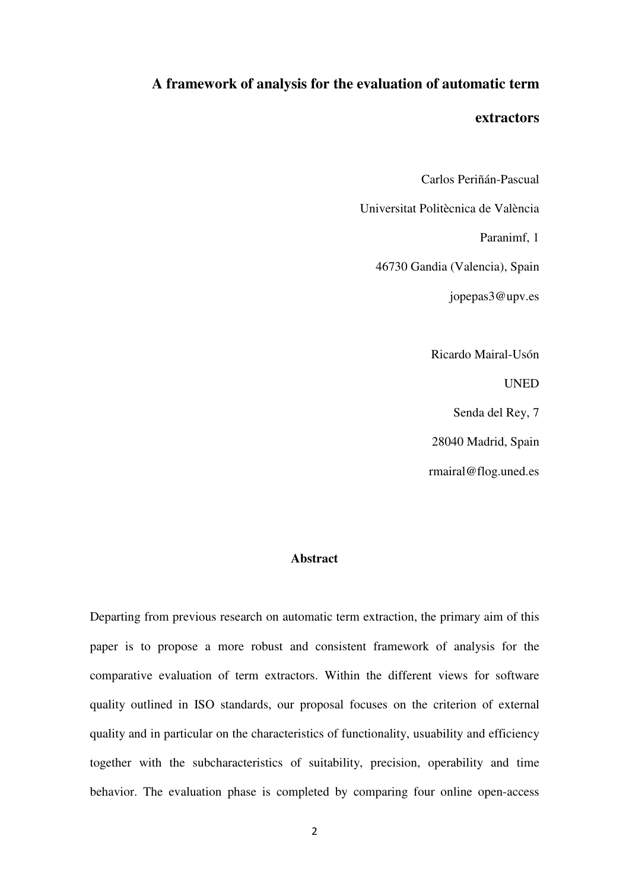# A framework of analysis for the evaluation of automatic term extractors

Carlos Periñán-Pascual

Universitat Politècnica de València

Paranimf, 1

46730 Gandia (Valencia), Spain

jopepas3@upv.es

Ricardo Mairal-Usón

UNED

Senda del Rey, 7

28040 Madrid, Spain

rmairal@flog.uned.es

## Abstract

Departing from previous research on automatic term extraction, the primary aim of this paper is to propose a more robust and consistent framework of analysis for the comparative evaluation of term extractors. Within the different views for software quality outlined in ISO standards, our proposal focuses on the criterion of external quality and in particular on the characteristics of functionality, usuability and efficiency together with the subcharacteristics of suitability, precision, operability and time behavior. The evaluation phase is completed by comparing four online open-access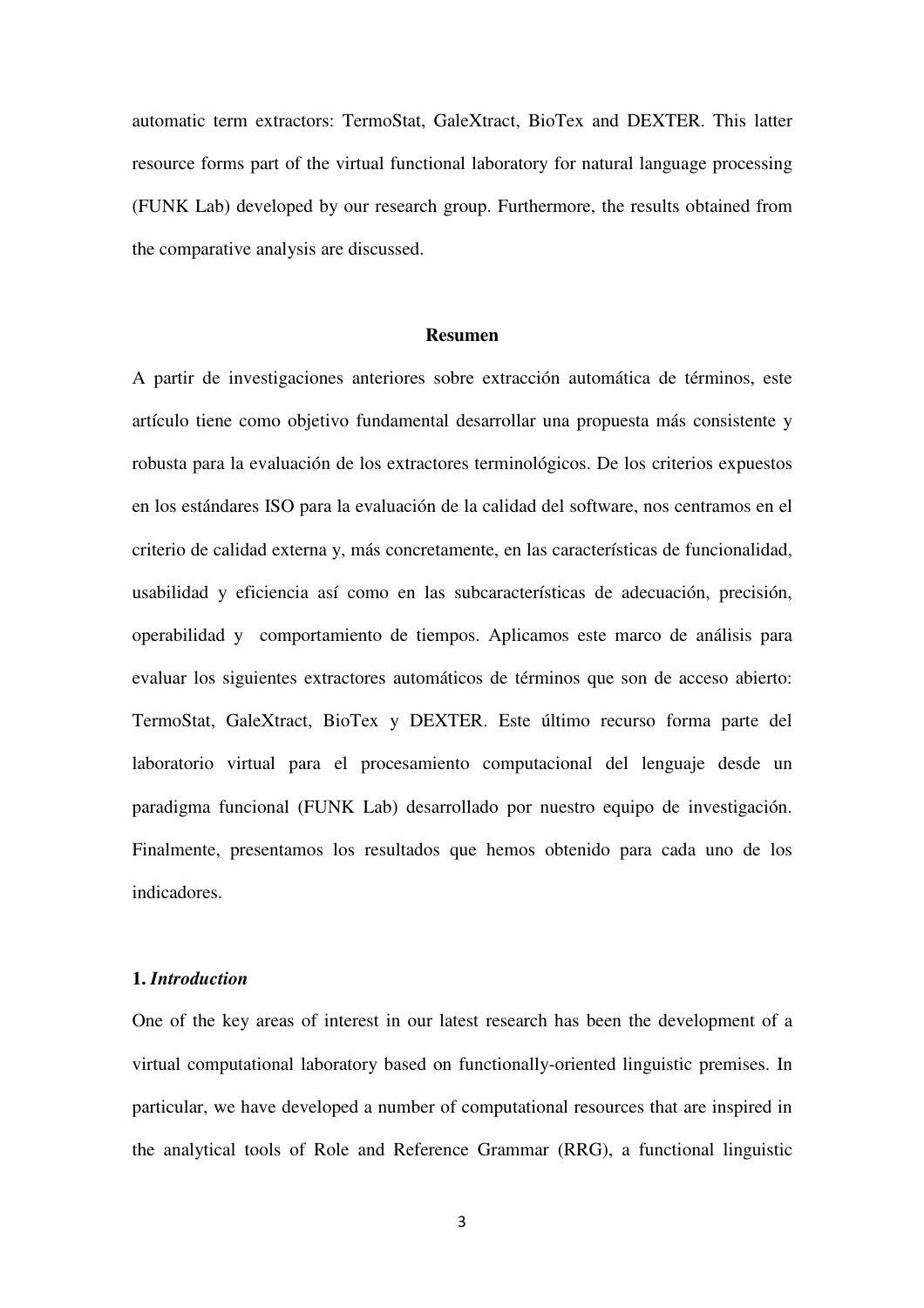automatic term extractors: TermoStat, GaleXtract, BioTex and DEXTER. This latter resource forms part of the virtual functional laboratory for natural language processing (FUNK Lab) developed by our research group. Furthermore, the results obtained from the comparative analysis are discussed.

**Resumen**

A partir de investigaciones anteriores sobre extracción automática de términos, este artículo tiene como objetivo fundamental desarrollar una propuesta más consistente y robusta para la evaluación de los extractores terminológicos. De los criterios expuestos en los estándares ISO para la evaluación de la calidad del software, nos centramos en el criterio de calidad externa y, más concretamente, en las características de funcionalidad, usabilidad y eficiencia así como en las subcaracterísticas de adecuación, precisión, operabilidad y comportamiento de tiempos. Aplicamos este marco de análisis para evaluar los siguientes extractores automáticos de términos que son de acceso abierto: TermoStat, GaleXtract, BioTex y DEXTER. Este último recurso forma parte del laboratorio virtual para el procesamiento computacional del lenguaje desde un paradigma funcional (FUNK Lab) desarrollado por nuestro equipo de investigación. Finalmente, presentamos los resultados que hemos obtenido para cada uno de los indicadores.

## 1. *Introduction*

One of the key areas of interest in our latest research has been the development of a virtual computational laboratory based on functionally-oriented linguistic premises. In particular, we have developed a number of computational resources that are inspired in the analytical tools of Role and Reference Grammar (RRG), a functional linguistic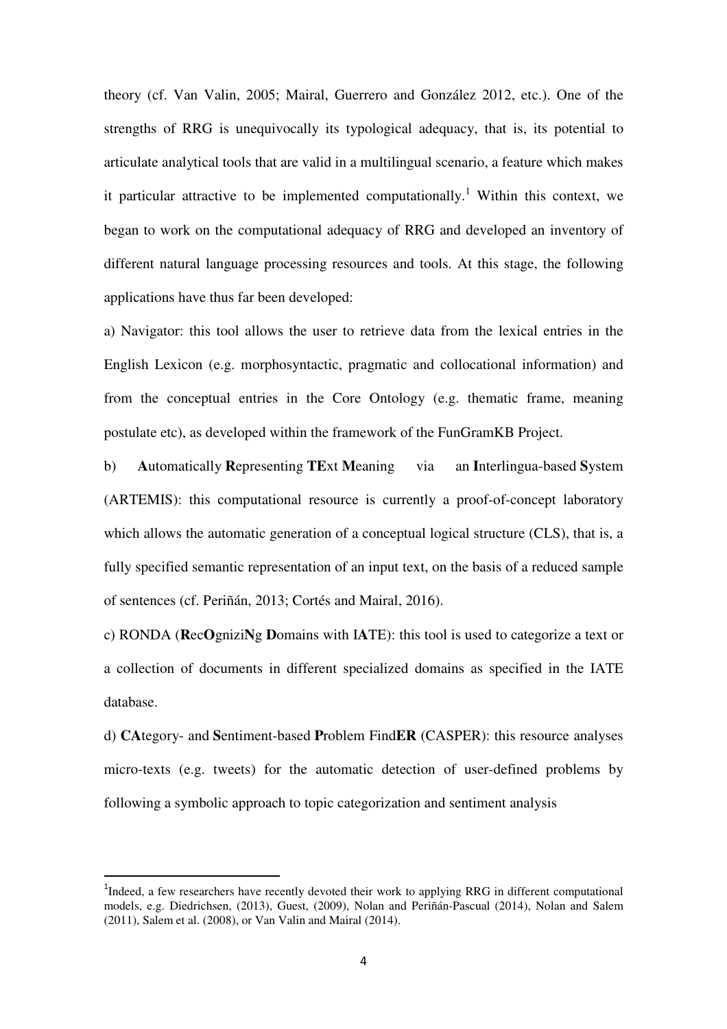theory (cf. Van Valin, 2005; Mairal, Guerrero and González 2012, etc.). One of the strengths of RRG is unequivocally its typological adequacy, that is, its potential to articulate analytical tools that are valid in a multilingual scenario, a feature which makes it particular attractive to be implemented computationally.[1] Within this context, we began to work on the computational adequacy of RRG and developed an inventory of different natural language processing resources and tools. At this stage, the following applications have thus far been developed:

a) Navigator: this tool allows the user to retrieve data from the lexical entries in the English Lexicon (e.g. morphosyntactic, pragmatic and collocational information) and from the conceptual entries in the Core Ontology (e.g. thematic frame, meaning postulate etc), as developed within the framework of the FunGramKB Project.

b) **A**utomatically **R**epresenting **TE**xt **M**eaning via an **I**nterlingua-based **S**ystem (ARTEMIS): this computational resource is currently a proof-of-concept laboratory which allows the automatic generation of a conceptual logical structure (CLS), that is, a fully specified semantic representation of an input text, on the basis of a reduced sample of sentences (cf. Periñán, 2013; Cortés and Mairal, 2016).

c) RONDA (**R**ec**O**gnizi**N**g **D**omains with I**A**TE): this tool is used to categorize a text or a collection of documents in different specialized domains as specified in the IATE database.

d) **CA**tegory- and **S**entiment-based **P**roblem Find**ER** (CASPER): this resource analyses micro-texts (e.g. tweets) for the automatic detection of user-defined problems by following a symbolic approach to topic categorization and sentiment analysis

---

[1] Indeed, a few researchers have recently devoted their work to applying RRG in different computational models, e.g. Diedrichsen, (2013), Guest, (2009), Nolan and Periñán-Pascual (2014), Nolan and Salem (2011), Salem et al. (2008), or Van Valin and Mairal (2014).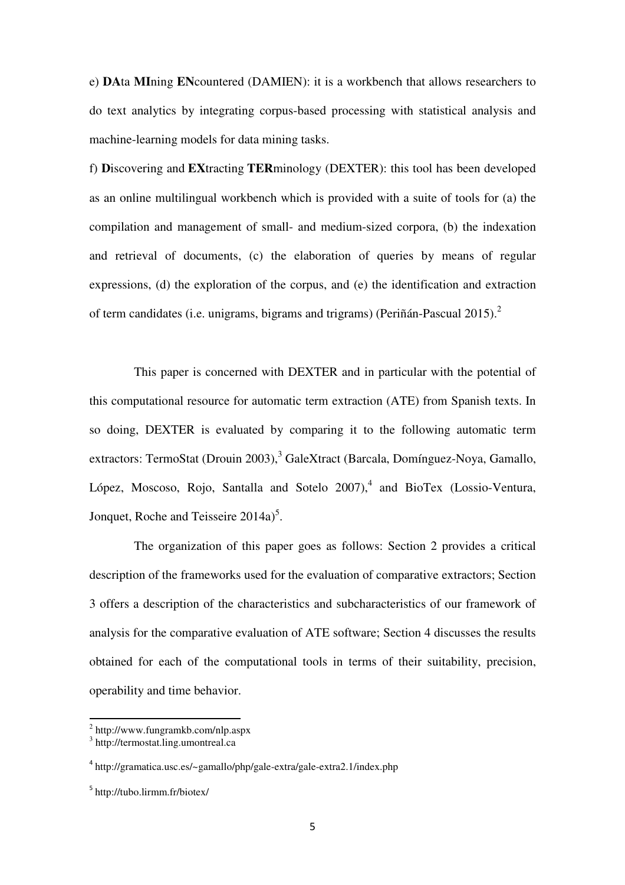e) **DA**ta **MI**ning **EN**countered (DAMIEN): it is a workbench that allows researchers to do text analytics by integrating corpus-based processing with statistical analysis and machine-learning models for data mining tasks.

f) **D**iscovering and **EX**tracting **TER**minology (DEXTER): this tool has been developed as an online multilingual workbench which is provided with a suite of tools for (a) the compilation and management of small- and medium-sized corpora, (b) the indexation and retrieval of documents, (c) the elaboration of queries by means of regular expressions, (d) the exploration of the corpus, and (e) the identification and extraction of term candidates (i.e. unigrams, bigrams and trigrams) (Periñán-Pascual 2015).[2]

This paper is concerned with DEXTER and in particular with the potential of this computational resource for automatic term extraction (ATE) from Spanish texts. In so doing, DEXTER is evaluated by comparing it to the following automatic term extractors: TermoStat (Drouin 2003),[3] GaleXtract (Barcala, Domínguez-Noya, Gamallo, López, Moscoso, Rojo, Santalla and Sotelo 2007),[4] and BioTex (Lossio-Ventura, Jonquet, Roche and Teisseire 2014a)[5].

The organization of this paper goes as follows: Section 2 provides a critical description of the frameworks used for the evaluation of comparative extractors; Section 3 offers a description of the characteristics and subcharacteristics of our framework of analysis for the comparative evaluation of ATE software; Section 4 discusses the results obtained for each of the computational tools in terms of their suitability, precision, operability and time behavior.

---

[2] http://www.fungramkb.com/nlp.aspx

[3] http://termostat.ling.umontreal.ca

[4] http://gramatica.usc.es/~gamallo/php/gale-extra/gale-extra2.1/index.php

[5] http://tubo.lirmm.fr/biotex/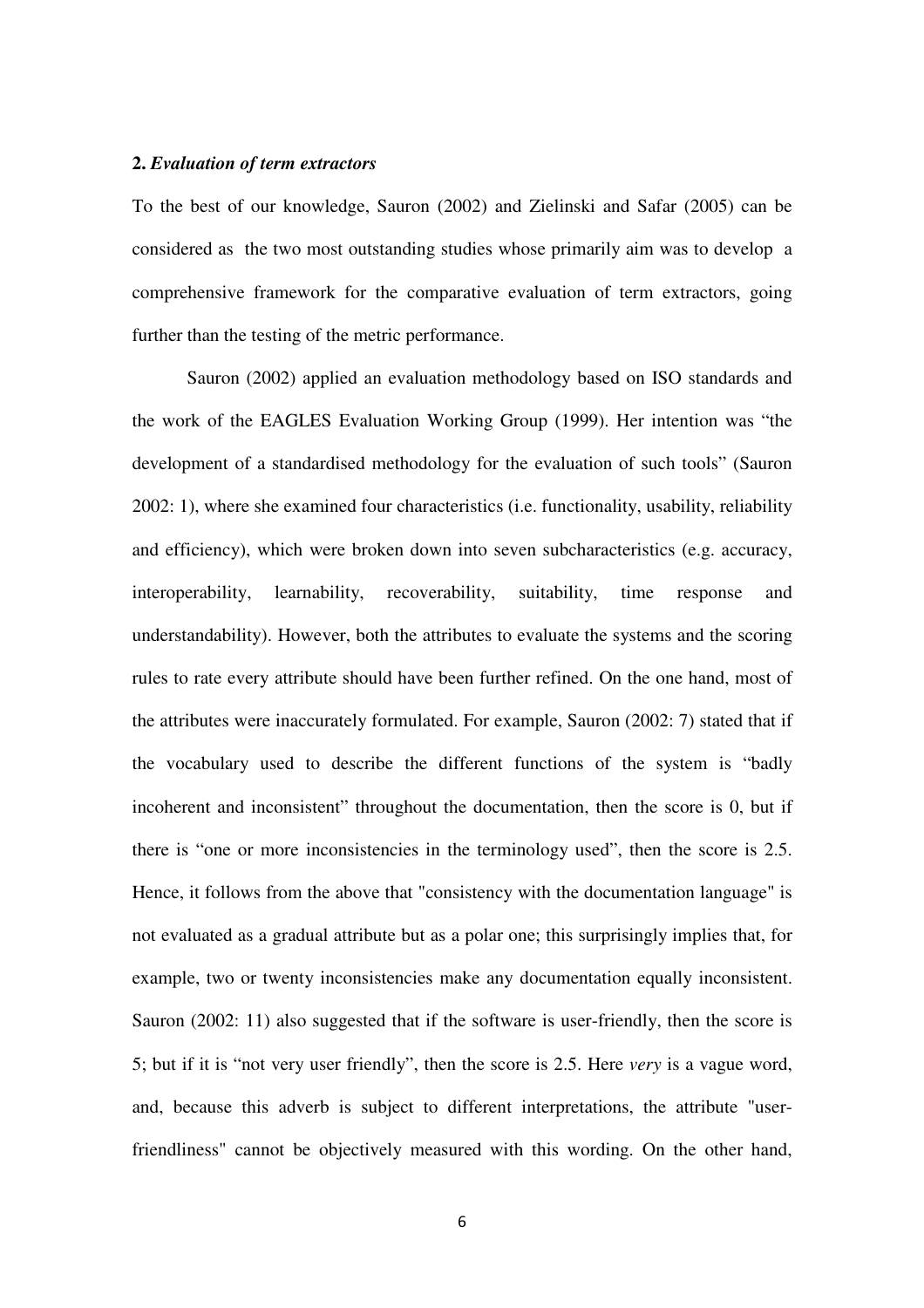## 2. *Evaluation of term extractors*

To the best of our knowledge, Sauron (2002) and Zielinski and Safar (2005) can be considered as the two most outstanding studies whose primarily aim was to develop a comprehensive framework for the comparative evaluation of term extractors, going further than the testing of the metric performance.

Sauron (2002) applied an evaluation methodology based on ISO standards and the work of the EAGLES Evaluation Working Group (1999). Her intention was "the development of a standardised methodology for the evaluation of such tools" (Sauron 2002: 1), where she examined four characteristics (i.e. functionality, usability, reliability and efficiency), which were broken down into seven subcharacteristics (e.g. accuracy, interoperability, learnability, recoverability, suitability, time response and understandability). However, both the attributes to evaluate the systems and the scoring rules to rate every attribute should have been further refined. On the one hand, most of the attributes were inaccurately formulated. For example, Sauron (2002: 7) stated that if the vocabulary used to describe the different functions of the system is "badly incoherent and inconsistent" throughout the documentation, then the score is 0, but if there is "one or more inconsistencies in the terminology used", then the score is 2.5. Hence, it follows from the above that "consistency with the documentation language" is not evaluated as a gradual attribute but as a polar one; this surprisingly implies that, for example, two or twenty inconsistencies make any documentation equally inconsistent. Sauron (2002: 11) also suggested that if the software is user-friendly, then the score is 5; but if it is "not very user friendly", then the score is 2.5. Here *very* is a vague word, and, because this adverb is subject to different interpretations, the attribute "user-friendliness" cannot be objectively measured with this wording. On the other hand,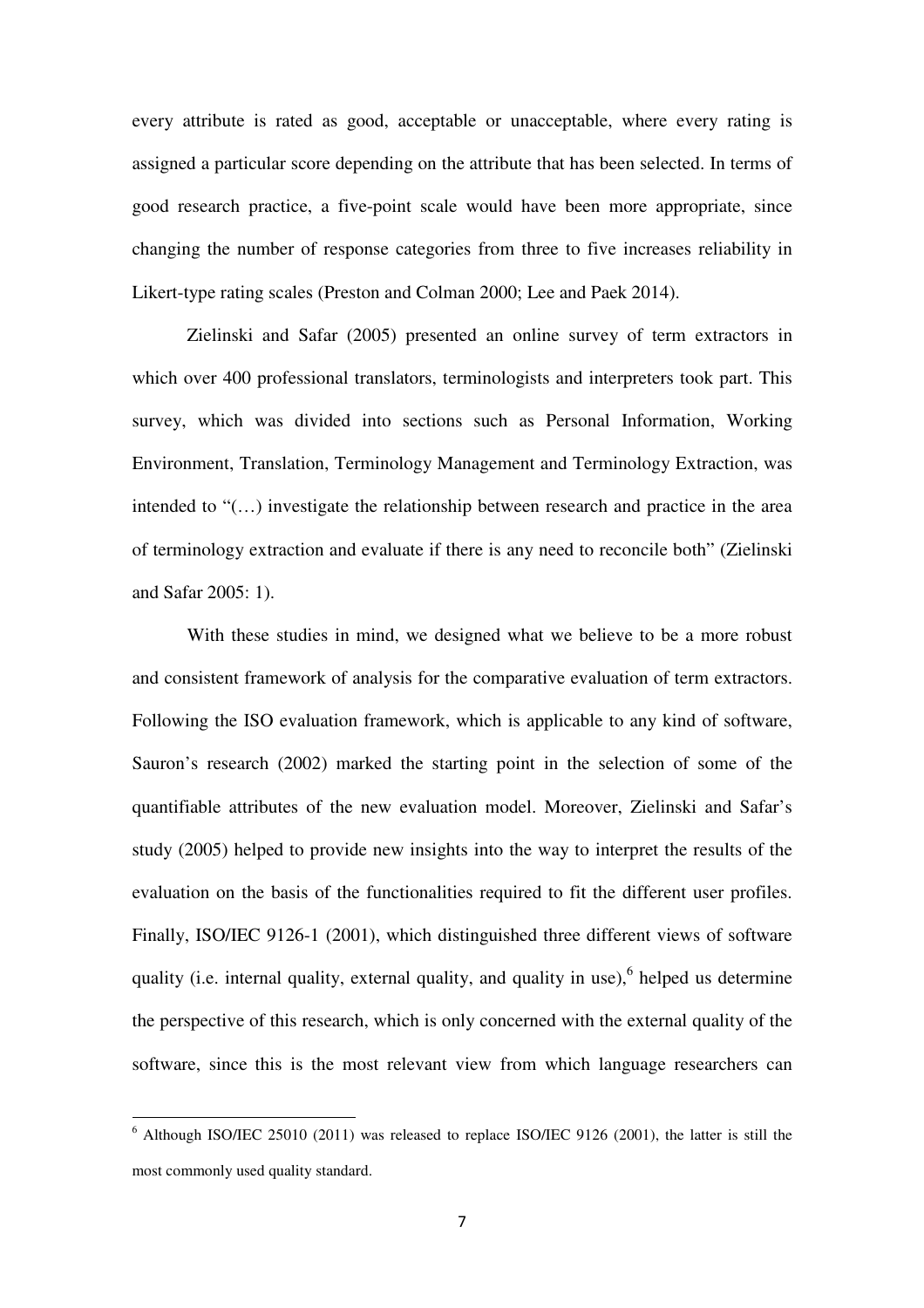every attribute is rated as good, acceptable or unacceptable, where every rating is assigned a particular score depending on the attribute that has been selected. In terms of good research practice, a five-point scale would have been more appropriate, since changing the number of response categories from three to five increases reliability in Likert-type rating scales (Preston and Colman 2000; Lee and Paek 2014).

Zielinski and Safar (2005) presented an online survey of term extractors in which over 400 professional translators, terminologists and interpreters took part. This survey, which was divided into sections such as Personal Information, Working Environment, Translation, Terminology Management and Terminology Extraction, was intended to "(…) investigate the relationship between research and practice in the area of terminology extraction and evaluate if there is any need to reconcile both" (Zielinski and Safar 2005: 1).

With these studies in mind, we designed what we believe to be a more robust and consistent framework of analysis for the comparative evaluation of term extractors. Following the ISO evaluation framework, which is applicable to any kind of software, Sauron's research (2002) marked the starting point in the selection of some of the quantifiable attributes of the new evaluation model. Moreover, Zielinski and Safar's study (2005) helped to provide new insights into the way to interpret the results of the evaluation on the basis of the functionalities required to fit the different user profiles. Finally, ISO/IEC 9126-1 (2001), which distinguished three different views of software quality (i.e. internal quality, external quality, and quality in use),[6] helped us determine the perspective of this research, which is only concerned with the external quality of the software, since this is the most relevant view from which language researchers can

[6] Although ISO/IEC 25010 (2011) was released to replace ISO/IEC 9126 (2001), the latter is still the most commonly used quality standard.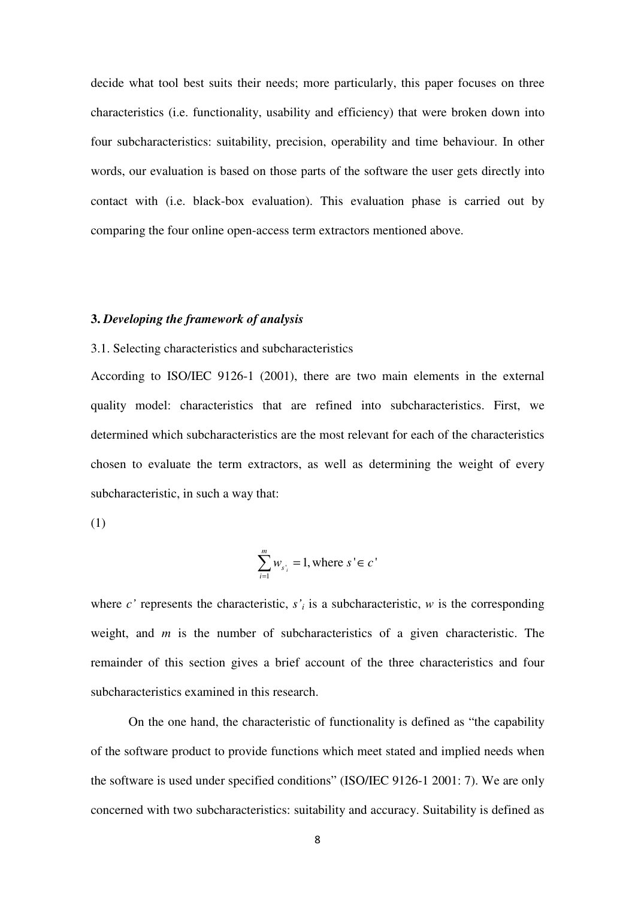decide what tool best suits their needs; more particularly, this paper focuses on three characteristics (i.e. functionality, usability and efficiency) that were broken down into four subcharacteristics: suitability, precision, operability and time behaviour. In other words, our evaluation is based on those parts of the software the user gets directly into contact with (i.e. black-box evaluation). This evaluation phase is carried out by comparing the four online open-access term extractors mentioned above.

## 3. *Developing the framework of analysis*

### 3.1. Selecting characteristics and subcharacteristics

According to ISO/IEC 9126-1 (2001), there are two main elements in the external quality model: characteristics that are refined into subcharacteristics. First, we determined which subcharacteristics are the most relevant for each of the characteristics chosen to evaluate the term extractors, as well as determining the weight of every subcharacteristic, in such a way that:

(1)

$$\sum_{i=1}^{m} w_{s'_i} = 1, \text{where } s' \in c'$$

where $c'$ represents the characteristic, $s'_i$ is a subcharacteristic, $w$ is the corresponding weight, and $m$ is the number of subcharacteristics of a given characteristic. The remainder of this section gives a brief account of the three characteristics and four subcharacteristics examined in this research.

On the one hand, the characteristic of functionality is defined as "the capability of the software product to provide functions which meet stated and implied needs when the software is used under specified conditions" (ISO/IEC 9126-1 2001: 7). We are only concerned with two subcharacteristics: suitability and accuracy. Suitability is defined as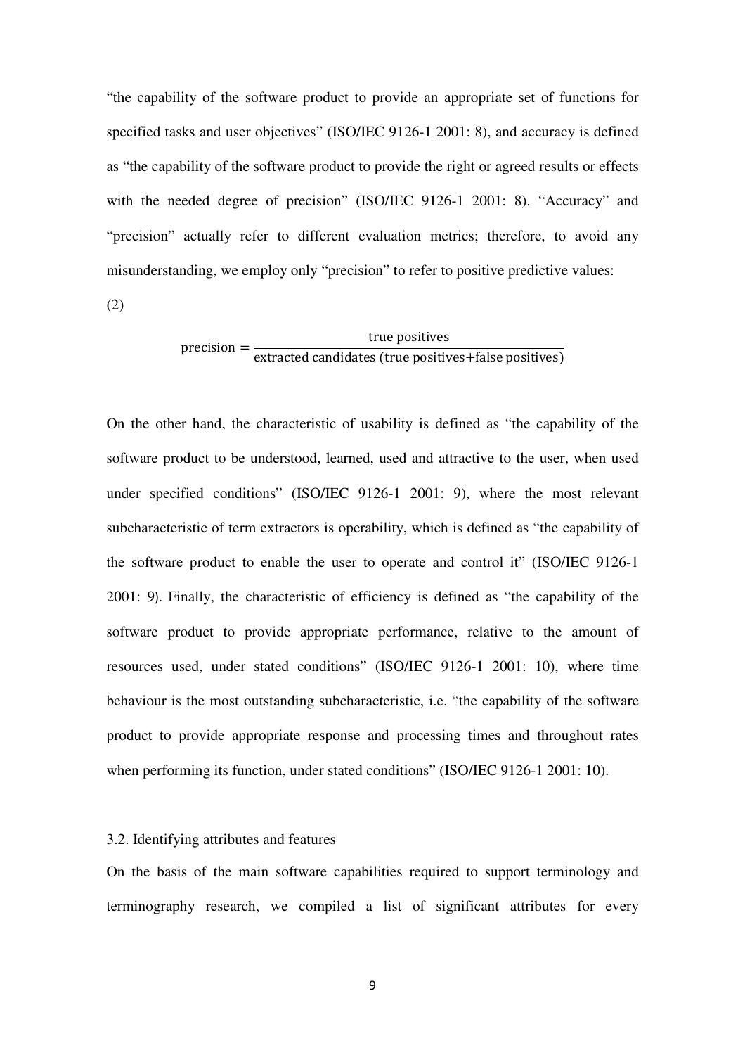"the capability of the software product to provide an appropriate set of functions for specified tasks and user objectives" (ISO/IEC 9126-1 2001: 8), and accuracy is defined as "the capability of the software product to provide the right or agreed results or effects with the needed degree of precision" (ISO/IEC 9126-1 2001: 8). "Accuracy" and "precision" actually refer to different evaluation metrics; therefore, to avoid any misunderstanding, we employ only "precision" to refer to positive predictive values:

(2)

$$\text{precision} = \frac{\text{true positives}}{\text{extracted candidates (true positives+false positives)}}$$

On the other hand, the characteristic of usability is defined as "the capability of the software product to be understood, learned, used and attractive to the user, when used under specified conditions" (ISO/IEC 9126-1 2001: 9), where the most relevant subcharacteristic of term extractors is operability, which is defined as "the capability of the software product to enable the user to operate and control it" (ISO/IEC 9126-1 2001: 9). Finally, the characteristic of efficiency is defined as "the capability of the software product to provide appropriate performance, relative to the amount of resources used, under stated conditions" (ISO/IEC 9126-1 2001: 10), where time behaviour is the most outstanding subcharacteristic, i.e. "the capability of the software product to provide appropriate response and processing times and throughout rates when performing its function, under stated conditions" (ISO/IEC 9126-1 2001: 10).

### 3.2. Identifying attributes and features

On the basis of the main software capabilities required to support terminology and terminography research, we compiled a list of significant attributes for every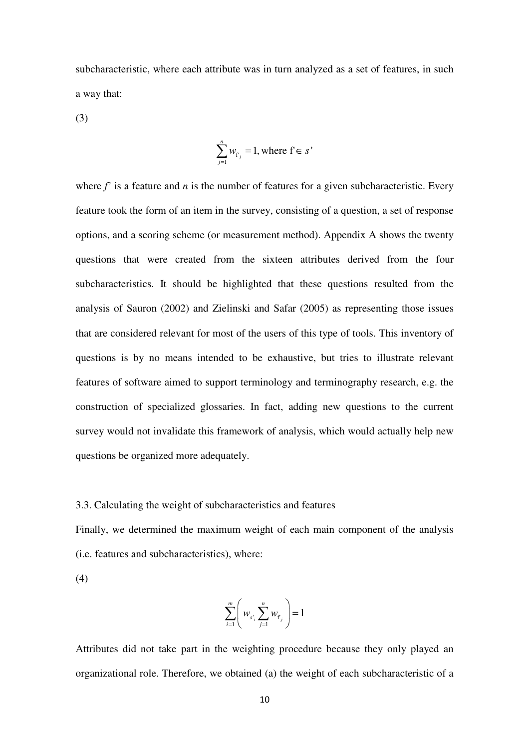subcharacteristic, where each attribute was in turn analyzed as a set of features, in such a way that:

(3)

$$\sum_{j=1}^{n} w_{f'_j} = 1, \text{where } f' \in s'$$

where *f'* is a feature and *n* is the number of features for a given subcharacteristic. Every feature took the form of an item in the survey, consisting of a question, a set of response options, and a scoring scheme (or measurement method). Appendix A shows the twenty questions that were created from the sixteen attributes derived from the four subcharacteristics. It should be highlighted that these questions resulted from the analysis of Sauron (2002) and Zielinski and Safar (2005) as representing those issues that are considered relevant for most of the users of this type of tools. This inventory of questions is by no means intended to be exhaustive, but tries to illustrate relevant features of software aimed to support terminology and terminography research, e.g. the construction of specialized glossaries. In fact, adding new questions to the current survey would not invalidate this framework of analysis, which would actually help new questions be organized more adequately.

### 3.3. Calculating the weight of subcharacteristics and features

Finally, we determined the maximum weight of each main component of the analysis (i.e. features and subcharacteristics), where:

(4)

$$\sum_{i=1}^{m} \left( w_{s'_i} \sum_{j=1}^{n} w_{f'_j} \right) = 1$$

Attributes did not take part in the weighting procedure because they only played an organizational role. Therefore, we obtained (a) the weight of each subcharacteristic of a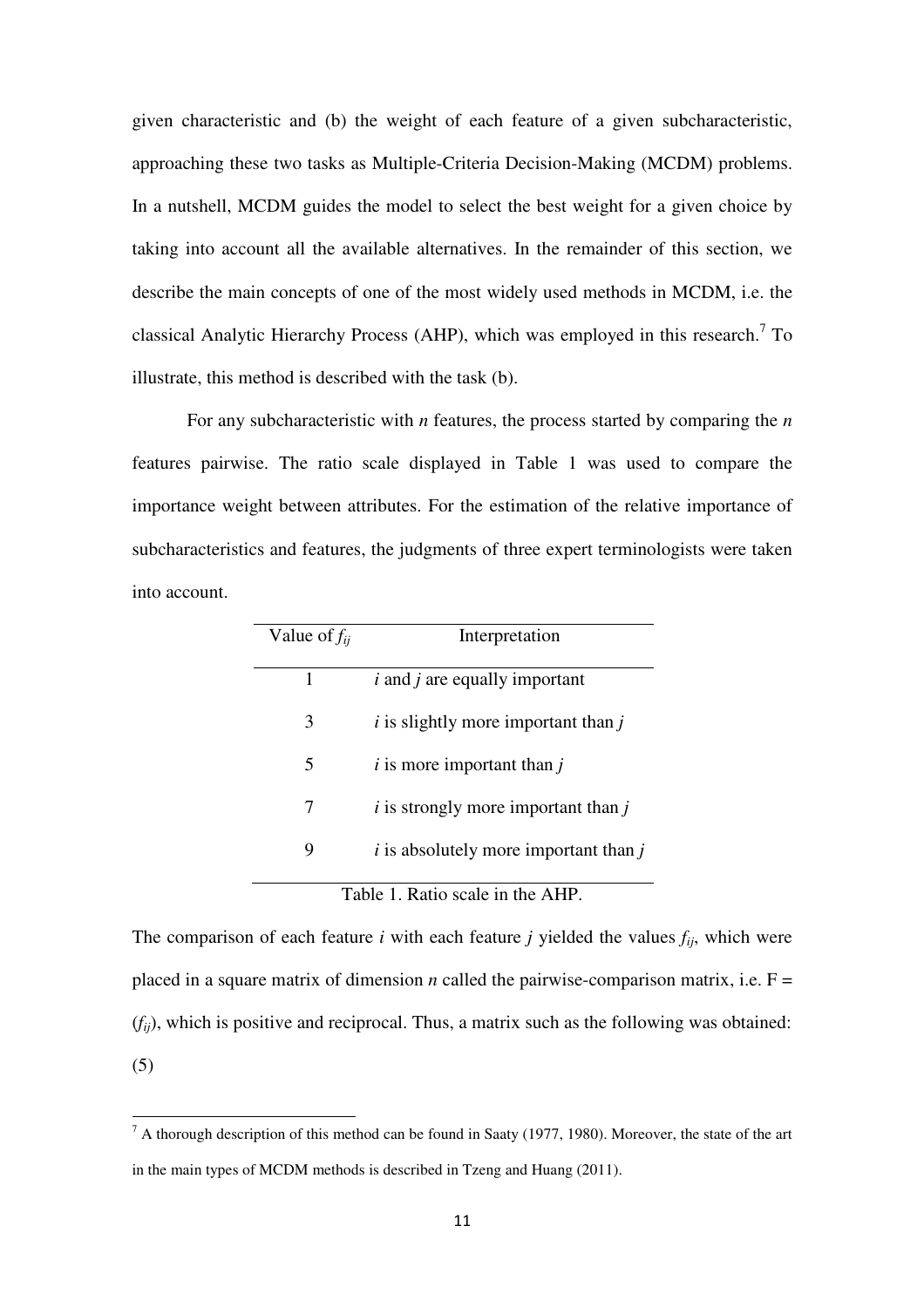given characteristic and (b) the weight of each feature of a given subcharacteristic, approaching these two tasks as Multiple-Criteria Decision-Making (MCDM) problems. In a nutshell, MCDM guides the model to select the best weight for a given choice by taking into account all the available alternatives. In the remainder of this section, we describe the main concepts of one of the most widely used methods in MCDM, i.e. the classical Analytic Hierarchy Process (AHP), which was employed in this research.[7] To illustrate, this method is described with the task (b).

For any subcharacteristic with *n* features, the process started by comparing the *n* features pairwise. The ratio scale displayed in Table 1 was used to compare the importance weight between attributes. For the estimation of the relative importance of subcharacteristics and features, the judgments of three expert terminologists were taken into account.

| Value of $f_{ij}$ | Interpretation |
|---|---|
| 1 | *i* and *j* are equally important |
| 3 | *i* is slightly more important than *j* |
| 5 | *i* is more important than *j* |
| 7 | *i* is strongly more important than *j* |
| 9 | *i* is absolutely more important than *j* |

Table 1. Ratio scale in the AHP.

The comparison of each feature *i* with each feature *j* yielded the values $f_{ij}$, which were placed in a square matrix of dimension *n* called the pairwise-comparison matrix, i.e. $F = (f_{ij})$, which is positive and reciprocal. Thus, a matrix such as the following was obtained:

(5)

[7] A thorough description of this method can be found in Saaty (1977, 1980). Moreover, the state of the art in the main types of MCDM methods is described in Tzeng and Huang (2011).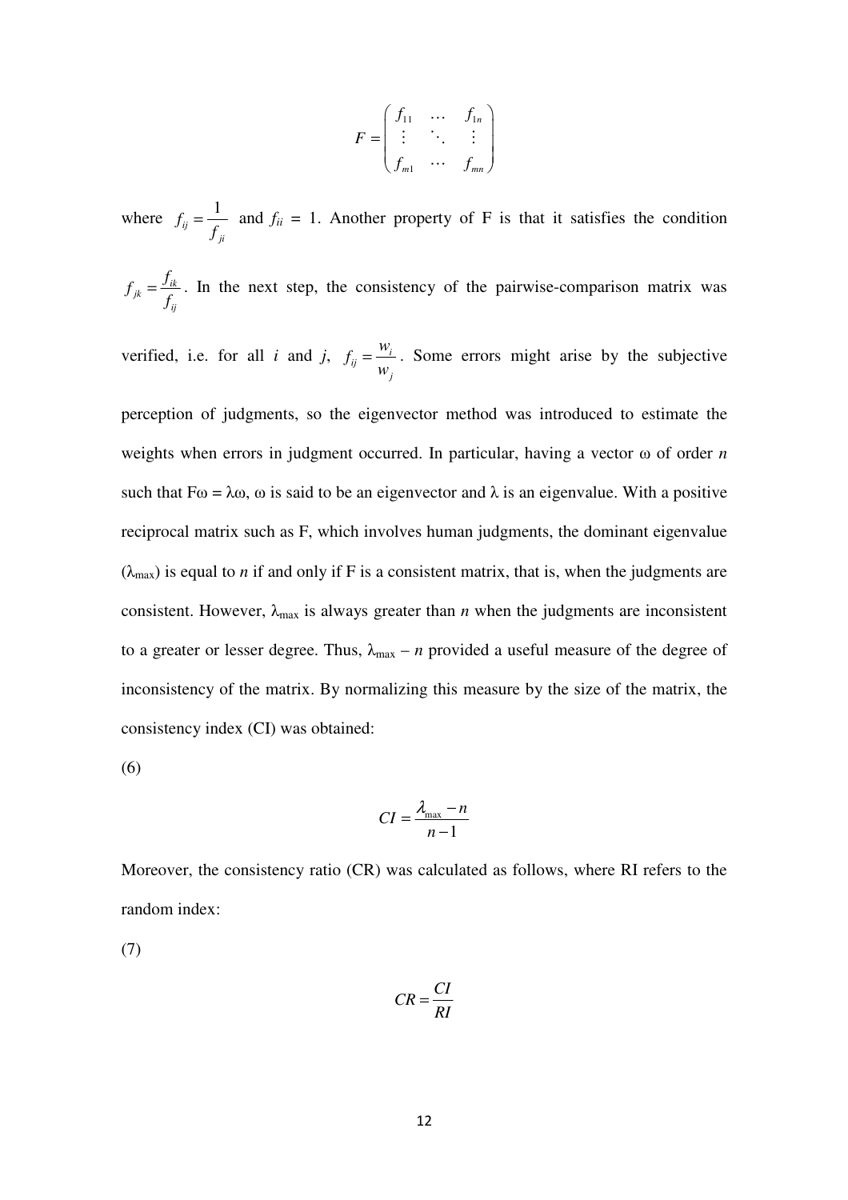$$F = \begin{pmatrix} f_{11} & \cdots & f_{1n} \\ \vdots & \ddots & \vdots \\ f_{m1} & \cdots & f_{mn} \end{pmatrix}$$

where $f_{ij} = \dfrac{1}{f_{ji}}$ and $f_{ii} = 1$. Another property of F is that it satisfies the condition $f_{jk} = \dfrac{f_{ik}}{f_{ij}}$. In the next step, the consistency of the pairwise-comparison matrix was verified, i.e. for all *i* and *j*, $f_{ij} = \dfrac{w_i}{w_j}$. Some errors might arise by the subjective perception of judgments, so the eigenvector method was introduced to estimate the weights when errors in judgment occurred. In particular, having a vector $\omega$ of order *n* such that $F\omega = \lambda\omega$, $\omega$ is said to be an eigenvector and $\lambda$ is an eigenvalue. With a positive reciprocal matrix such as F, which involves human judgments, the dominant eigenvalue ($\lambda_{max}$) is equal to *n* if and only if F is a consistent matrix, that is, when the judgments are consistent. However, $\lambda_{max}$ is always greater than *n* when the judgments are inconsistent to a greater or lesser degree. Thus, $\lambda_{max} - n$ provided a useful measure of the degree of inconsistency of the matrix. By normalizing this measure by the size of the matrix, the consistency index (CI) was obtained:

(6)

$$CI = \frac{\lambda_{max} - n}{n - 1}$$

Moreover, the consistency ratio (CR) was calculated as follows, where RI refers to the random index:

(7)

$$CR = \frac{CI}{RI}$$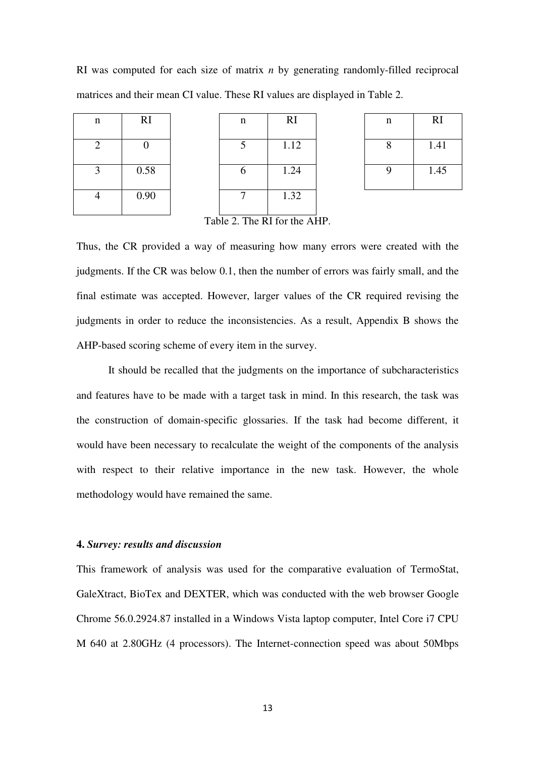RI was computed for each size of matrix *n* by generating randomly-filled reciprocal matrices and their mean CI value. These RI values are displayed in Table 2.

| n | RI |
|---|---|
| 2 | 0 |
| 3 | 0.58 |
| 4 | 0.90 |

| n | RI |
|---|---|
| 5 | 1.12 |
| 6 | 1.24 |
| 7 | 1.32 |

| n | RI |
|---|---|
| 8 | 1.41 |
| 9 | 1.45 |

Table 2. The RI for the AHP.

Thus, the CR provided a way of measuring how many errors were created with the judgments. If the CR was below 0.1, then the number of errors was fairly small, and the final estimate was accepted. However, larger values of the CR required revising the judgments in order to reduce the inconsistencies. As a result, Appendix B shows the AHP-based scoring scheme of every item in the survey.

It should be recalled that the judgments on the importance of subcharacteristics and features have to be made with a target task in mind. In this research, the task was the construction of domain-specific glossaries. If the task had become different, it would have been necessary to recalculate the weight of the components of the analysis with respect to their relative importance in the new task. However, the whole methodology would have remained the same.

#### 4. *Survey: results and discussion*

This framework of analysis was used for the comparative evaluation of TermoStat, GaleXtract, BioTex and DEXTER, which was conducted with the web browser Google Chrome 56.0.2924.87 installed in a Windows Vista laptop computer, Intel Core i7 CPU M 640 at 2.80GHz (4 processors). The Internet-connection speed was about 50Mbps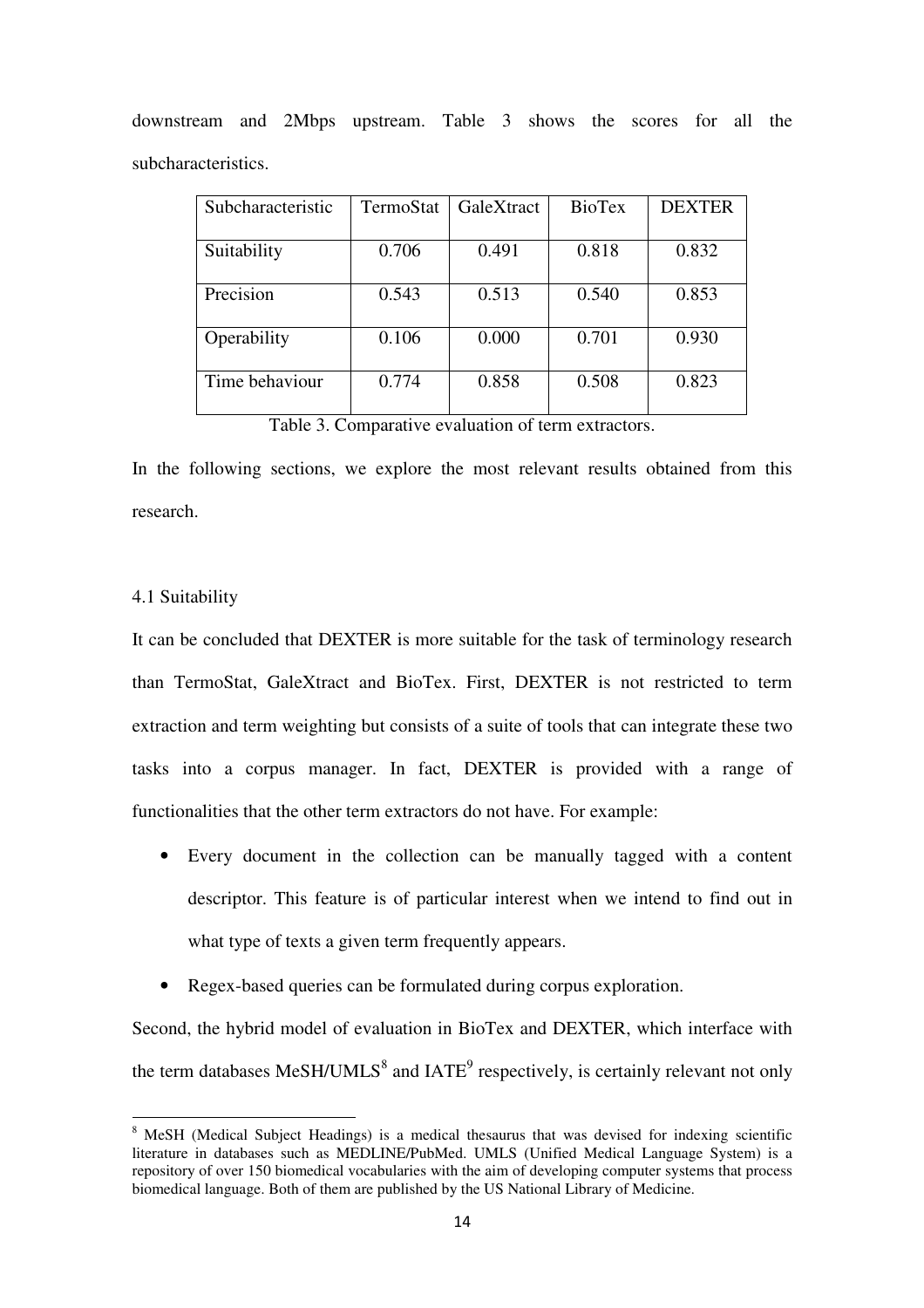downstream and 2Mbps upstream. Table 3 shows the scores for all the subcharacteristics.

| Subcharacteristic | TermoStat | GaleXtract | BioTex | DEXTER |
|---|---|---|---|---|
| Suitability | 0.706 | 0.491 | 0.818 | 0.832 |
| Precision | 0.543 | 0.513 | 0.540 | 0.853 |
| Operability | 0.106 | 0.000 | 0.701 | 0.930 |
| Time behaviour | 0.774 | 0.858 | 0.508 | 0.823 |

Table 3. Comparative evaluation of term extractors.

In the following sections, we explore the most relevant results obtained from this research.

### 4.1 Suitability

It can be concluded that DEXTER is more suitable for the task of terminology research than TermoStat, GaleXtract and BioTex. First, DEXTER is not restricted to term extraction and term weighting but consists of a suite of tools that can integrate these two tasks into a corpus manager. In fact, DEXTER is provided with a range of functionalities that the other term extractors do not have. For example:

- Every document in the collection can be manually tagged with a content descriptor. This feature is of particular interest when we intend to find out in what type of texts a given term frequently appears.
- Regex-based queries can be formulated during corpus exploration.

Second, the hybrid model of evaluation in BioTex and DEXTER, which interface with the term databases MeSH/UMLS[8] and IATE[9] respectively, is certainly relevant not only

[8] MeSH (Medical Subject Headings) is a medical thesaurus that was devised for indexing scientific literature in databases such as MEDLINE/PubMed. UMLS (Unified Medical Language System) is a repository of over 150 biomedical vocabularies with the aim of developing computer systems that process biomedical language. Both of them are published by the US National Library of Medicine.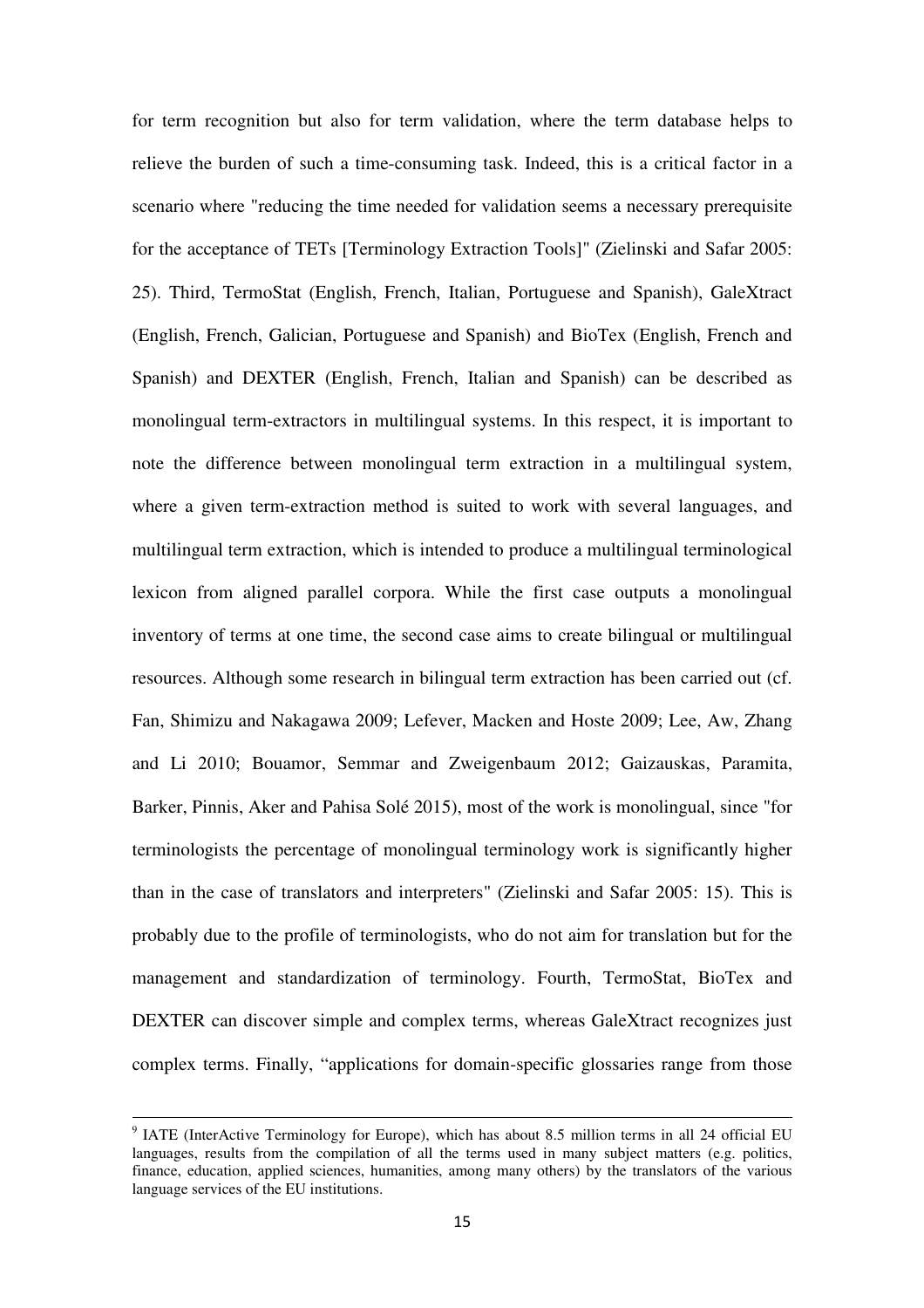for term recognition but also for term validation, where the term database helps to relieve the burden of such a time-consuming task. Indeed, this is a critical factor in a scenario where "reducing the time needed for validation seems a necessary prerequisite for the acceptance of TETs [Terminology Extraction Tools]" (Zielinski and Safar 2005: 25). Third, TermoStat (English, French, Italian, Portuguese and Spanish), GaleXtract (English, French, Galician, Portuguese and Spanish) and BioTex (English, French and Spanish) and DEXTER (English, French, Italian and Spanish) can be described as monolingual term-extractors in multilingual systems. In this respect, it is important to note the difference between monolingual term extraction in a multilingual system, where a given term-extraction method is suited to work with several languages, and multilingual term extraction, which is intended to produce a multilingual terminological lexicon from aligned parallel corpora. While the first case outputs a monolingual inventory of terms at one time, the second case aims to create bilingual or multilingual resources. Although some research in bilingual term extraction has been carried out (cf. Fan, Shimizu and Nakagawa 2009; Lefever, Macken and Hoste 2009; Lee, Aw, Zhang and Li 2010; Bouamor, Semmar and Zweigenbaum 2012; Gaizauskas, Paramita, Barker, Pinnis, Aker and Pahisa Solé 2015), most of the work is monolingual, since "for terminologists the percentage of monolingual terminology work is significantly higher than in the case of translators and interpreters" (Zielinski and Safar 2005: 15). This is probably due to the profile of terminologists, who do not aim for translation but for the management and standardization of terminology. Fourth, TermoStat, BioTex and DEXTER can discover simple and complex terms, whereas GaleXtract recognizes just complex terms. Finally, "applications for domain-specific glossaries range from those

[9] IATE (InterActive Terminology for Europe), which has about 8.5 million terms in all 24 official EU languages, results from the compilation of all the terms used in many subject matters (e.g. politics, finance, education, applied sciences, humanities, among many others) by the translators of the various language services of the EU institutions.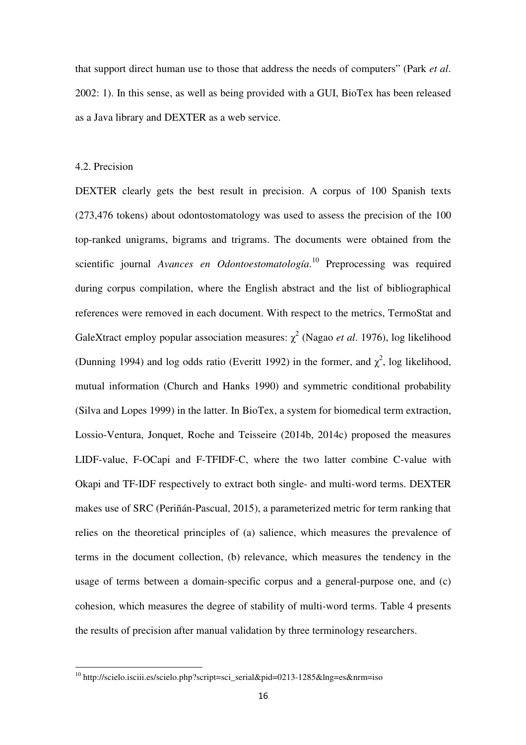that support direct human use to those that address the needs of computers" (Park *et al*. 2002: 1). In this sense, as well as being provided with a GUI, BioTex has been released as a Java library and DEXTER as a web service.

### 4.2. Precision

DEXTER clearly gets the best result in precision. A corpus of 100 Spanish texts (273,476 tokens) about odontostomatology was used to assess the precision of the 100 top-ranked unigrams, bigrams and trigrams. The documents were obtained from the scientific journal *Avances en Odontoestomatología*.[10] Preprocessing was required during corpus compilation, where the English abstract and the list of bibliographical references were removed in each document. With respect to the metrics, TermoStat and GaleXtract employ popular association measures: $\chi^2$ (Nagao *et al*. 1976), log likelihood (Dunning 1994) and log odds ratio (Everitt 1992) in the former, and $\chi^2$, log likelihood, mutual information (Church and Hanks 1990) and symmetric conditional probability (Silva and Lopes 1999) in the latter. In BioTex, a system for biomedical term extraction, Lossio-Ventura, Jonquet, Roche and Teisseire (2014b, 2014c) proposed the measures LIDF-value, F-OCapi and F-TFIDF-C, where the two latter combine C-value with Okapi and TF-IDF respectively to extract both single- and multi-word terms. DEXTER makes use of SRC (Periñán-Pascual, 2015), a parameterized metric for term ranking that relies on the theoretical principles of (a) salience, which measures the prevalence of terms in the document collection, (b) relevance, which measures the tendency in the usage of terms between a domain-specific corpus and a general-purpose one, and (c) cohesion, which measures the degree of stability of multi-word terms. Table 4 presents the results of precision after manual validation by three terminology researchers.

---

[10] http://scielo.isciii.es/scielo.php?script=sci_serial&pid=0213-1285&lng=es&nrm=iso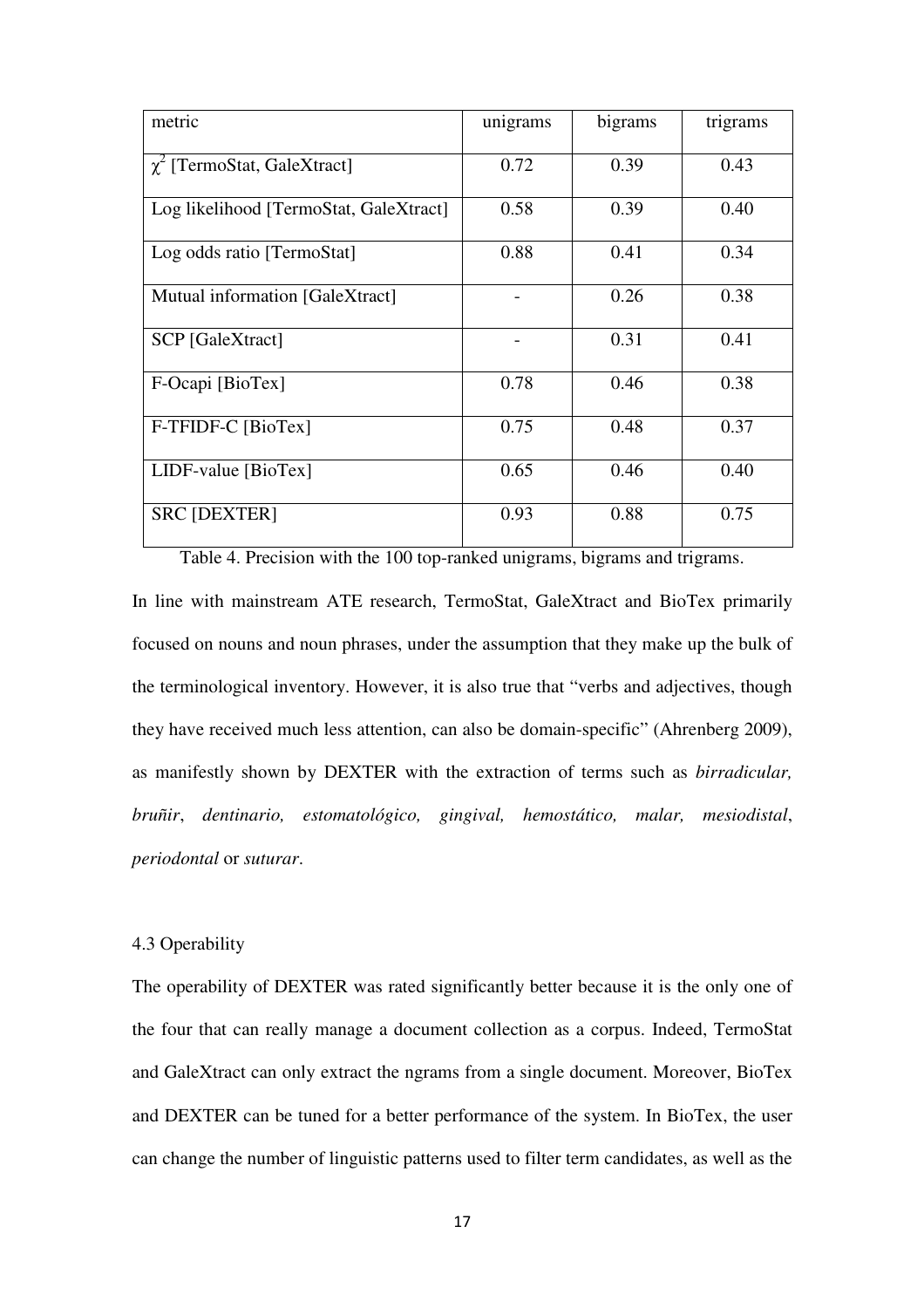| metric | unigrams | bigrams | trigrams |
| --- | --- | --- | --- |
| $\chi^2$ [TermoStat, GaleXtract] | 0.72 | 0.39 | 0.43 |
| Log likelihood [TermoStat, GaleXtract] | 0.58 | 0.39 | 0.40 |
| Log odds ratio [TermoStat] | 0.88 | 0.41 | 0.34 |
| Mutual information [GaleXtract] | - | 0.26 | 0.38 |
| SCP [GaleXtract] | - | 0.31 | 0.41 |
| F-Ocapi [BioTex] | 0.78 | 0.46 | 0.38 |
| F-TFIDF-C [BioTex] | 0.75 | 0.48 | 0.37 |
| LIDF-value [BioTex] | 0.65 | 0.46 | 0.40 |
| SRC [DEXTER] | 0.93 | 0.88 | 0.75 |

Table 4. Precision with the 100 top-ranked unigrams, bigrams and trigrams.

In line with mainstream ATE research, TermoStat, GaleXtract and BioTex primarily focused on nouns and noun phrases, under the assumption that they make up the bulk of the terminological inventory. However, it is also true that "verbs and adjectives, though they have received much less attention, can also be domain-specific" (Ahrenberg 2009), as manifestly shown by DEXTER with the extraction of terms such as *birradicular, bruñir*, *dentinario, estomatológico, gingival, hemostático, malar, mesiodistal*, *periodontal* or *suturar*.

### 4.3 Operability

The operability of DEXTER was rated significantly better because it is the only one of the four that can really manage a document collection as a corpus. Indeed, TermoStat and GaleXtract can only extract the ngrams from a single document. Moreover, BioTex and DEXTER can be tuned for a better performance of the system. In BioTex, the user can change the number of linguistic patterns used to filter term candidates, as well as the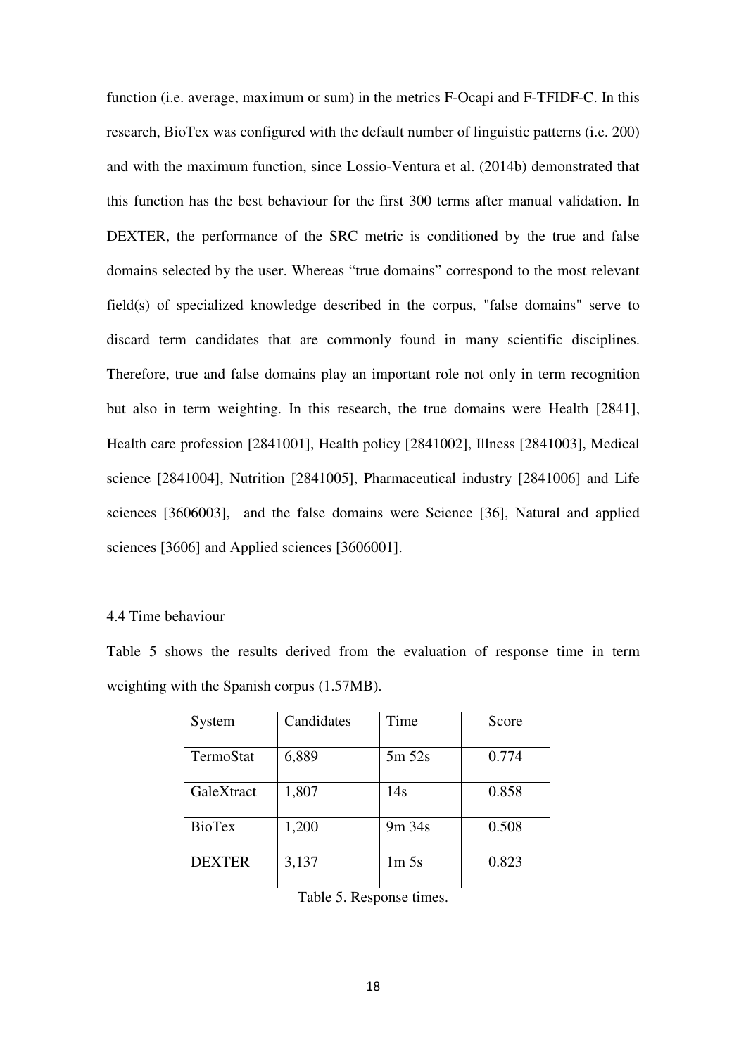function (i.e. average, maximum or sum) in the metrics F-Ocapi and F-TFIDF-C. In this research, BioTex was configured with the default number of linguistic patterns (i.e. 200) and with the maximum function, since Lossio-Ventura et al. (2014b) demonstrated that this function has the best behaviour for the first 300 terms after manual validation. In DEXTER, the performance of the SRC metric is conditioned by the true and false domains selected by the user. Whereas "true domains" correspond to the most relevant field(s) of specialized knowledge described in the corpus, "false domains" serve to discard term candidates that are commonly found in many scientific disciplines. Therefore, true and false domains play an important role not only in term recognition but also in term weighting. In this research, the true domains were Health [2841], Health care profession [2841001], Health policy [2841002], Illness [2841003], Medical science [2841004], Nutrition [2841005], Pharmaceutical industry [2841006] and Life sciences [3606003], and the false domains were Science [36], Natural and applied sciences [3606] and Applied sciences [3606001].

### 4.4 Time behaviour

Table 5 shows the results derived from the evaluation of response time in term weighting with the Spanish corpus (1.57MB).

| System | Candidates | Time | Score |
|---|---|---|---|
| TermoStat | 6,889 | 5m 52s | 0.774 |
| GaleXtract | 1,807 | 14s | 0.858 |
| BioTex | 1,200 | 9m 34s | 0.508 |
| DEXTER | 3,137 | 1m 5s | 0.823 |

Table 5. Response times.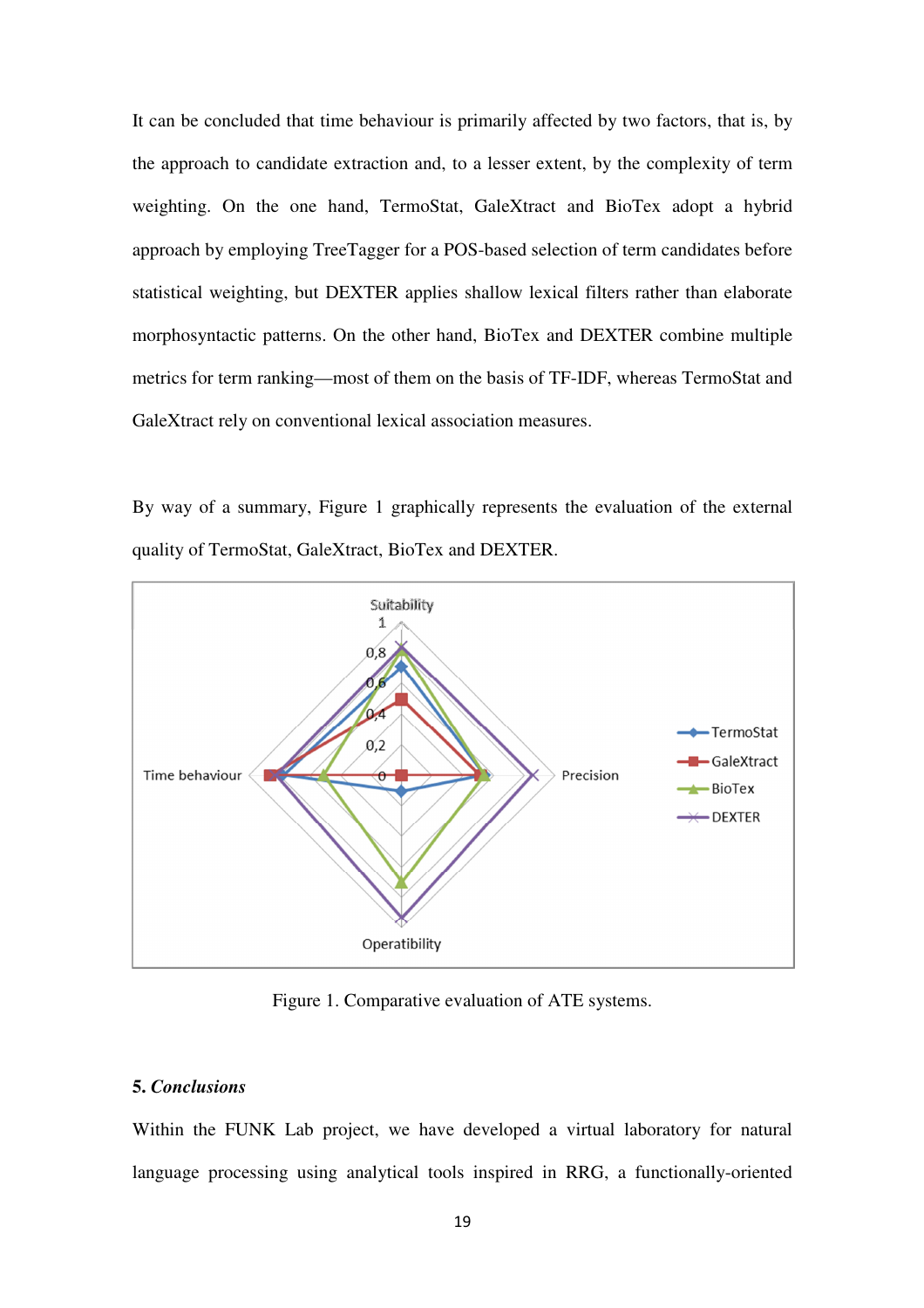It can be concluded that time behaviour is primarily affected by two factors, that is, by the approach to candidate extraction and, to a lesser extent, by the complexity of term weighting. On the one hand, TermoStat, GaleXtract and BioTex adopt a hybrid approach by employing TreeTagger for a POS-based selection of term candidates before statistical weighting, but DEXTER applies shallow lexical filters rather than elaborate morphosyntactic patterns. On the other hand, BioTex and DEXTER combine multiple metrics for term ranking—most of them on the basis of TF-IDF, whereas TermoStat and GaleXtract rely on conventional lexical association measures.

By way of a summary, Figure 1 graphically represents the evaluation of the external quality of TermoStat, GaleXtract, BioTex and DEXTER.

Figure 1. Comparative evaluation of ATE systems.

## 5. *Conclusions*

Within the FUNK Lab project, we have developed a virtual laboratory for natural language processing using analytical tools inspired in RRG, a functionally-oriented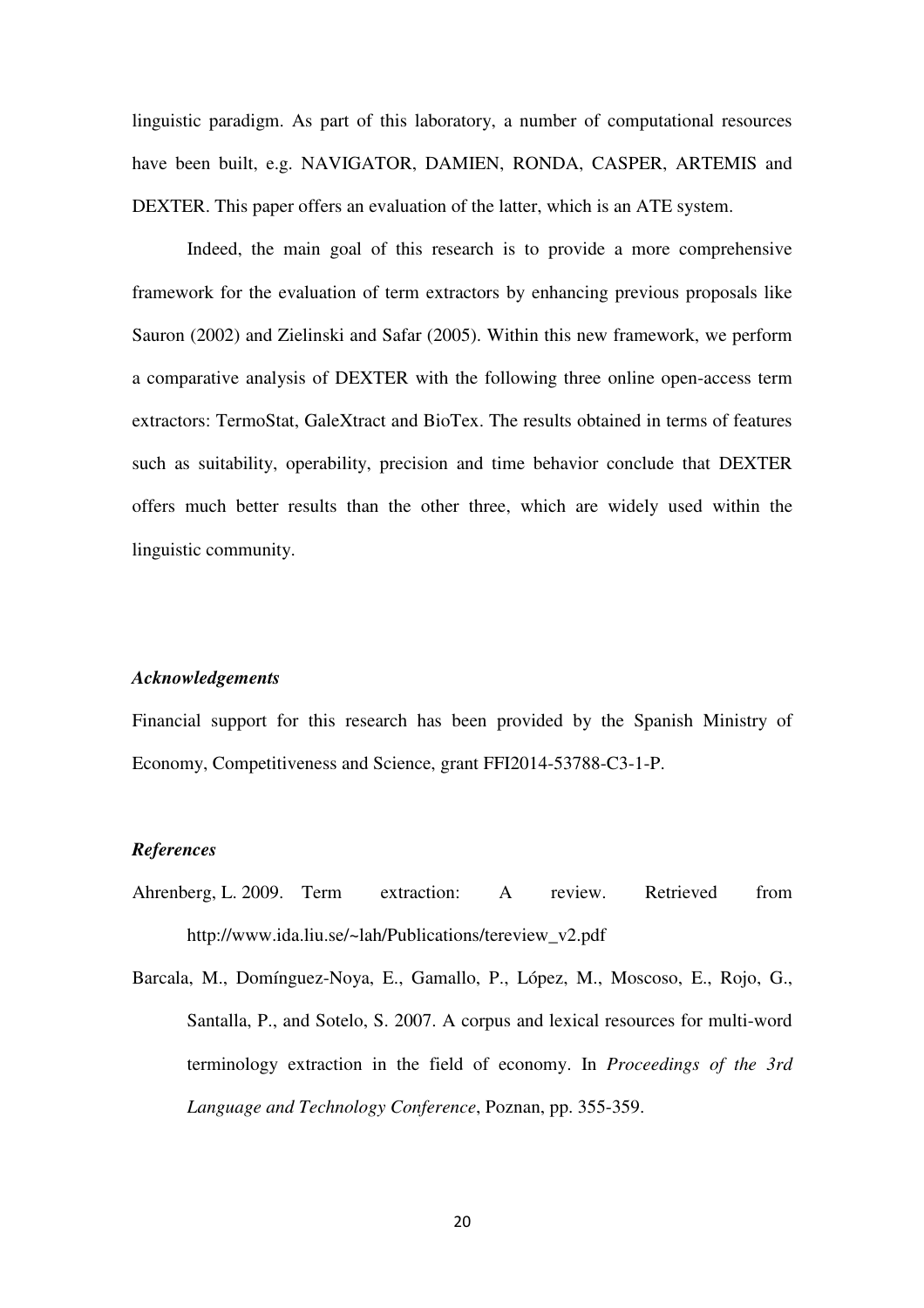linguistic paradigm. As part of this laboratory, a number of computational resources have been built, e.g. NAVIGATOR, DAMIEN, RONDA, CASPER, ARTEMIS and DEXTER. This paper offers an evaluation of the latter, which is an ATE system.

Indeed, the main goal of this research is to provide a more comprehensive framework for the evaluation of term extractors by enhancing previous proposals like Sauron (2002) and Zielinski and Safar (2005). Within this new framework, we perform a comparative analysis of DEXTER with the following three online open-access term extractors: TermoStat, GaleXtract and BioTex. The results obtained in terms of features such as suitability, operability, precision and time behavior conclude that DEXTER offers much better results than the other three, which are widely used within the linguistic community.

### *Acknowledgements*

Financial support for this research has been provided by the Spanish Ministry of Economy, Competitiveness and Science, grant FFI2014-53788-C3-1-P.

### *References*

Ahrenberg, L. 2009. Term extraction: A review. Retrieved from http://www.ida.liu.se/~lah/Publications/tereview_v2.pdf

Barcala, M., Domínguez-Noya, E., Gamallo, P., López, M., Moscoso, E., Rojo, G., Santalla, P., and Sotelo, S. 2007. A corpus and lexical resources for multi-word terminology extraction in the field of economy. In *Proceedings of the 3rd Language and Technology Conference*, Poznan, pp. 355-359.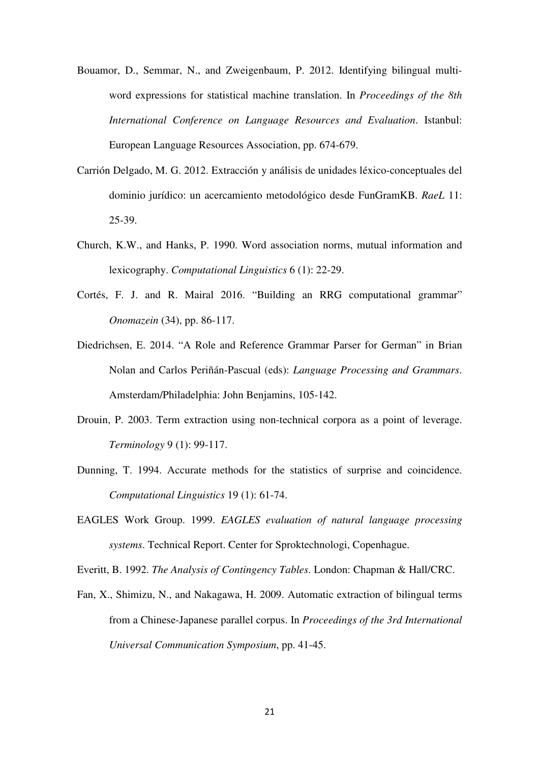Bouamor, D., Semmar, N., and Zweigenbaum, P. 2012. Identifying bilingual multi-word expressions for statistical machine translation. In *Proceedings of the 8th International Conference on Language Resources and Evaluation*. Istanbul: European Language Resources Association, pp. 674-679.

Carrión Delgado, M. G. 2012. Extracción y análisis de unidades léxico-conceptuales del dominio jurídico: un acercamiento metodológico desde FunGramKB. *RaeL* 11: 25-39.

Church, K.W., and Hanks, P. 1990. Word association norms, mutual information and lexicography. *Computational Linguistics* 6 (1): 22-29.

Cortés, F. J. and R. Mairal 2016. "Building an RRG computational grammar" *Onomazein* (34), pp. 86-117.

Diedrichsen, E. 2014. "A Role and Reference Grammar Parser for German" in Brian Nolan and Carlos Periñán-Pascual (eds): *Language Processing and Grammars*. Amsterdam/Philadelphia: John Benjamins, 105-142.

Drouin, P. 2003. Term extraction using non-technical corpora as a point of leverage. *Terminology* 9 (1): 99-117.

Dunning, T. 1994. Accurate methods for the statistics of surprise and coincidence. *Computational Linguistics* 19 (1): 61-74.

EAGLES Work Group. 1999. *EAGLES evaluation of natural language processing systems*. Technical Report. Center for Sproktechnologi, Copenhague.

Everitt, B. 1992. *The Analysis of Contingency Tables*. London: Chapman & Hall/CRC.

Fan, X., Shimizu, N., and Nakagawa, H. 2009. Automatic extraction of bilingual terms from a Chinese-Japanese parallel corpus. In *Proceedings of the 3rd International Universal Communication Symposium*, pp. 41-45.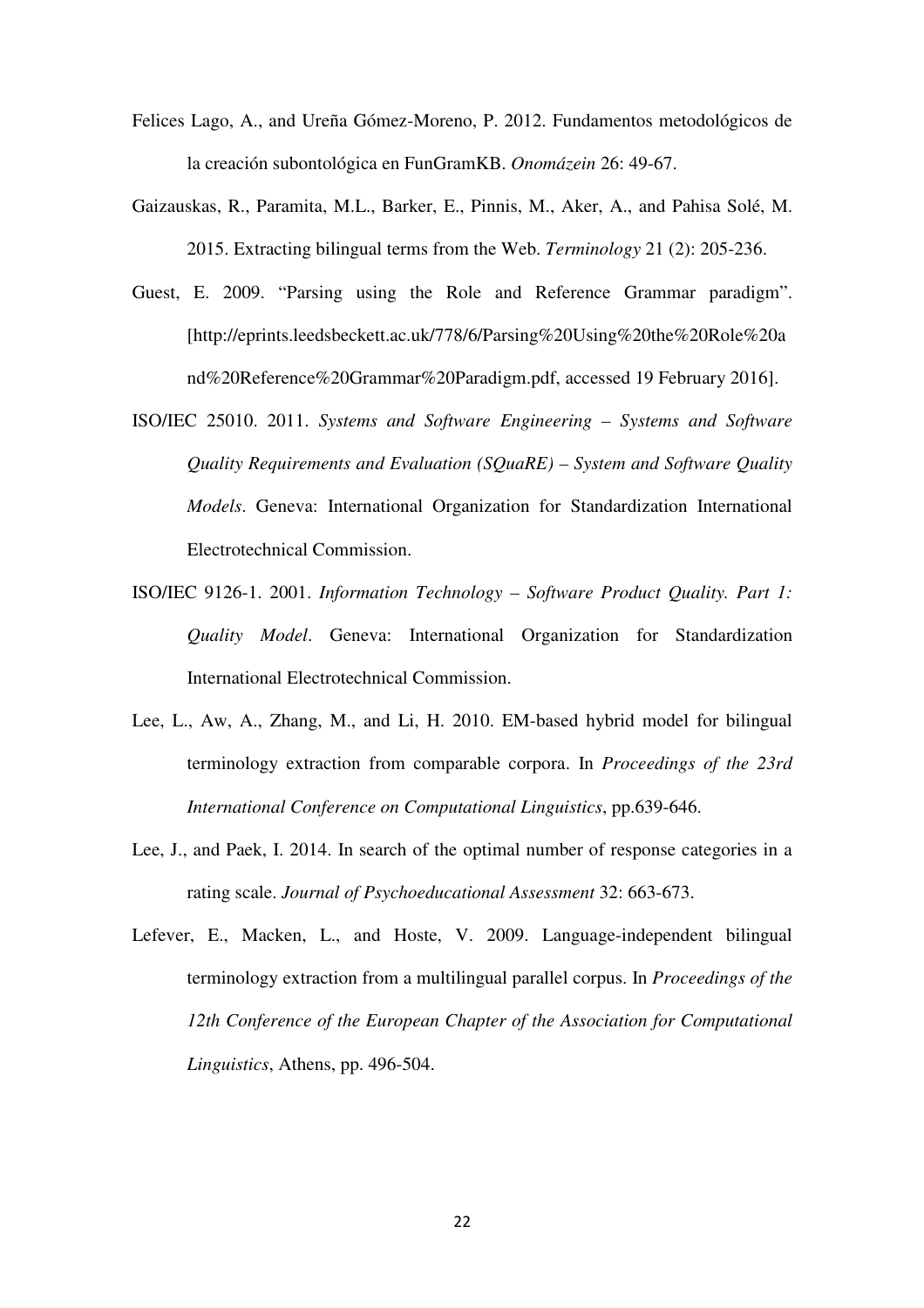Felices Lago, A., and Ureña Gómez-Moreno, P. 2012. Fundamentos metodológicos de la creación subontológica en FunGramKB. *Onomázein* 26: 49-67.

Gaizauskas, R., Paramita, M.L., Barker, E., Pinnis, M., Aker, A., and Pahisa Solé, M. 2015. Extracting bilingual terms from the Web. *Terminology* 21 (2): 205-236.

Guest, E. 2009. "Parsing using the Role and Reference Grammar paradigm". [http://eprints.leedsbeckett.ac.uk/778/6/Parsing%20Using%20the%20Role%20and%20Reference%20Grammar%20Paradigm.pdf, accessed 19 February 2016].

ISO/IEC 25010. 2011. *Systems and Software Engineering – Systems and Software Quality Requirements and Evaluation (SQuaRE) – System and Software Quality Models*. Geneva: International Organization for Standardization International Electrotechnical Commission.

ISO/IEC 9126-1. 2001. *Information Technology – Software Product Quality. Part 1: Quality Model*. Geneva: International Organization for Standardization International Electrotechnical Commission.

Lee, L., Aw, A., Zhang, M., and Li, H. 2010. EM-based hybrid model for bilingual terminology extraction from comparable corpora. In *Proceedings of the 23rd International Conference on Computational Linguistics*, pp.639-646.

Lee, J., and Paek, I. 2014. In search of the optimal number of response categories in a rating scale. *Journal of Psychoeducational Assessment* 32: 663-673.

Lefever, E., Macken, L., and Hoste, V. 2009. Language-independent bilingual terminology extraction from a multilingual parallel corpus. In *Proceedings of the 12th Conference of the European Chapter of the Association for Computational Linguistics*, Athens, pp. 496-504.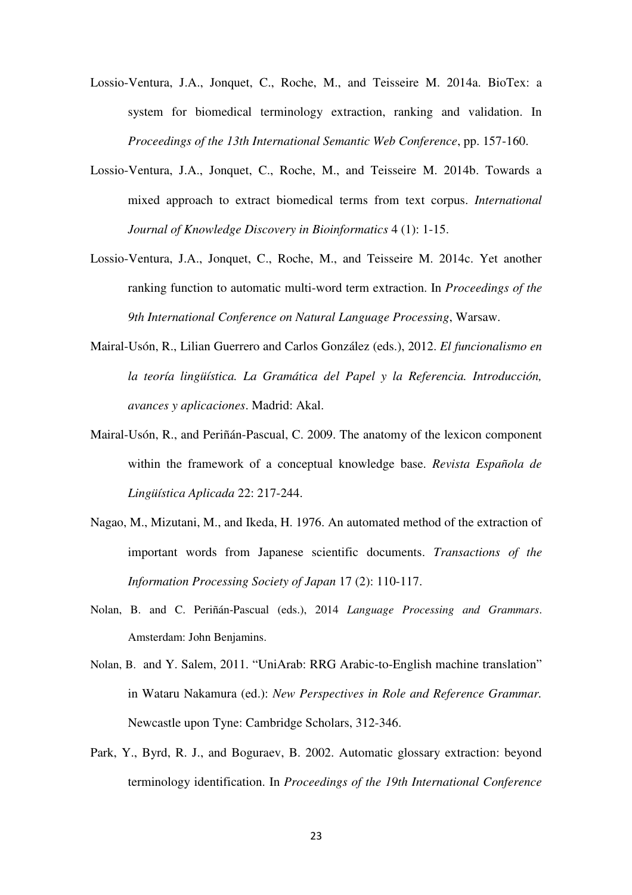Lossio-Ventura, J.A., Jonquet, C., Roche, M., and Teisseire M. 2014a. BioTex: a system for biomedical terminology extraction, ranking and validation. In *Proceedings of the 13th International Semantic Web Conference*, pp. 157-160.

Lossio-Ventura, J.A., Jonquet, C., Roche, M., and Teisseire M. 2014b. Towards a mixed approach to extract biomedical terms from text corpus. *International Journal of Knowledge Discovery in Bioinformatics* 4 (1): 1-15.

Lossio-Ventura, J.A., Jonquet, C., Roche, M., and Teisseire M. 2014c. Yet another ranking function to automatic multi-word term extraction. In *Proceedings of the 9th International Conference on Natural Language Processing*, Warsaw.

Mairal-Usón, R., Lilian Guerrero and Carlos González (eds.), 2012. *El funcionalismo en la teoría lingüística. La Gramática del Papel y la Referencia. Introducción, avances y aplicaciones*. Madrid: Akal.

Mairal-Usón, R., and Periñán-Pascual, C. 2009. The anatomy of the lexicon component within the framework of a conceptual knowledge base. *Revista Española de Lingüística Aplicada* 22: 217-244.

Nagao, M., Mizutani, M., and Ikeda, H. 1976. An automated method of the extraction of important words from Japanese scientific documents. *Transactions of the Information Processing Society of Japan* 17 (2): 110-117.

Nolan, B. and C. Periñán-Pascual (eds.), 2014 *Language Processing and Grammars*. Amsterdam: John Benjamins.

Nolan, B. and Y. Salem, 2011. "UniArab: RRG Arabic-to-English machine translation" in Wataru Nakamura (ed.): *New Perspectives in Role and Reference Grammar.* Newcastle upon Tyne: Cambridge Scholars, 312-346.

Park, Y., Byrd, R. J., and Boguraev, B. 2002. Automatic glossary extraction: beyond terminology identification. In *Proceedings of the 19th International Conference*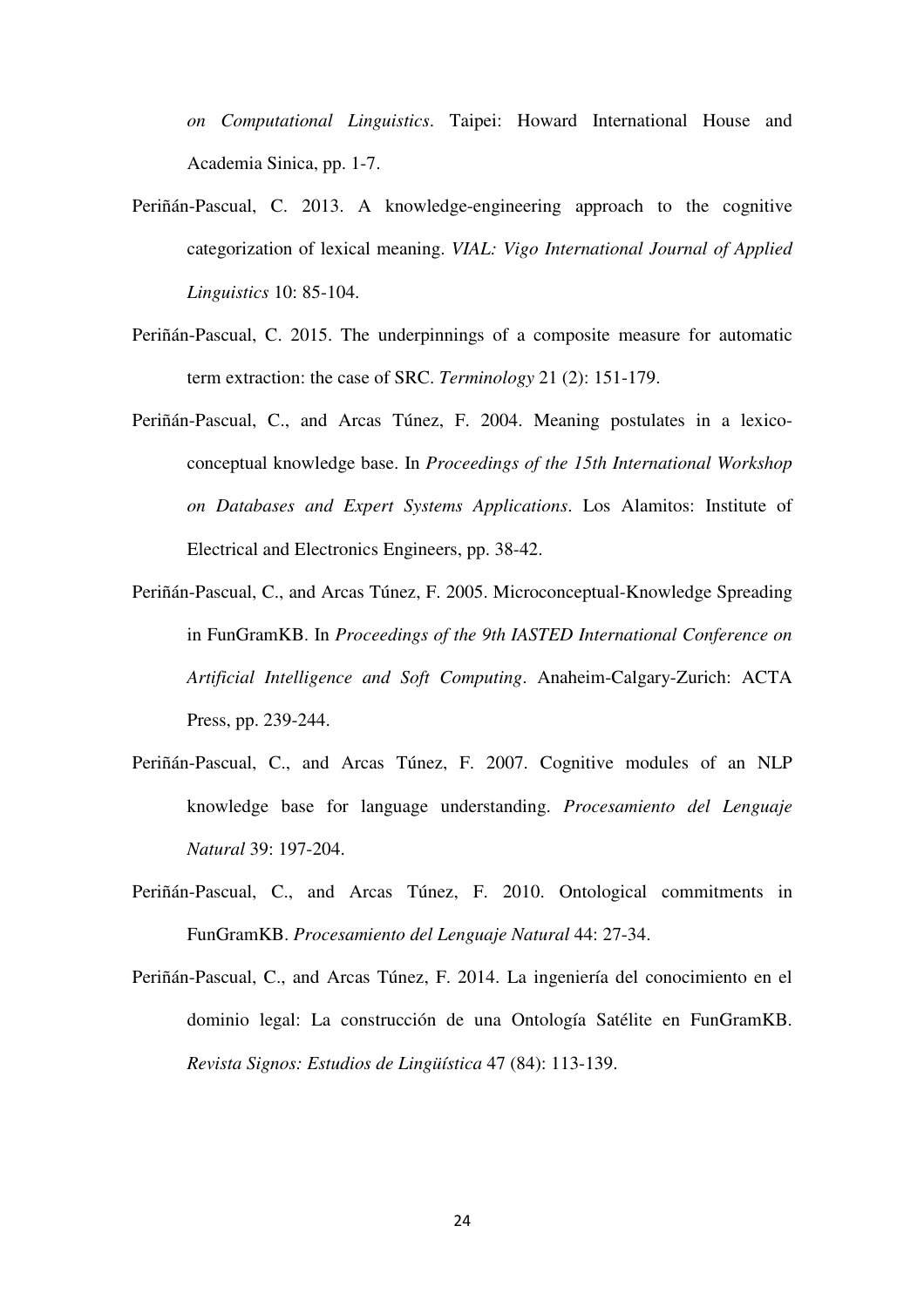*on Computational Linguistics*. Taipei: Howard International House and Academia Sinica, pp. 1-7.

Periñán-Pascual, C. 2013. A knowledge-engineering approach to the cognitive categorization of lexical meaning. *VIAL: Vigo International Journal of Applied Linguistics* 10: 85-104.

Periñán-Pascual, C. 2015. The underpinnings of a composite measure for automatic term extraction: the case of SRC. *Terminology* 21 (2): 151-179.

Periñán-Pascual, C., and Arcas Túnez, F. 2004. Meaning postulates in a lexico-conceptual knowledge base. In *Proceedings of the 15th International Workshop on Databases and Expert Systems Applications*. Los Alamitos: Institute of Electrical and Electronics Engineers, pp. 38-42.

Periñán-Pascual, C., and Arcas Túnez, F. 2005. Microconceptual-Knowledge Spreading in FunGramKB. In *Proceedings of the 9th IASTED International Conference on Artificial Intelligence and Soft Computing*. Anaheim-Calgary-Zurich: ACTA Press, pp. 239-244.

Periñán-Pascual, C., and Arcas Túnez, F. 2007. Cognitive modules of an NLP knowledge base for language understanding. *Procesamiento del Lenguaje Natural* 39: 197-204.

Periñán-Pascual, C., and Arcas Túnez, F. 2010. Ontological commitments in FunGramKB. *Procesamiento del Lenguaje Natural* 44: 27-34.

Periñán-Pascual, C., and Arcas Túnez, F. 2014. La ingeniería del conocimiento en el dominio legal: La construcción de una Ontología Satélite en FunGramKB. *Revista Signos: Estudios de Lingüística* 47 (84): 113-139.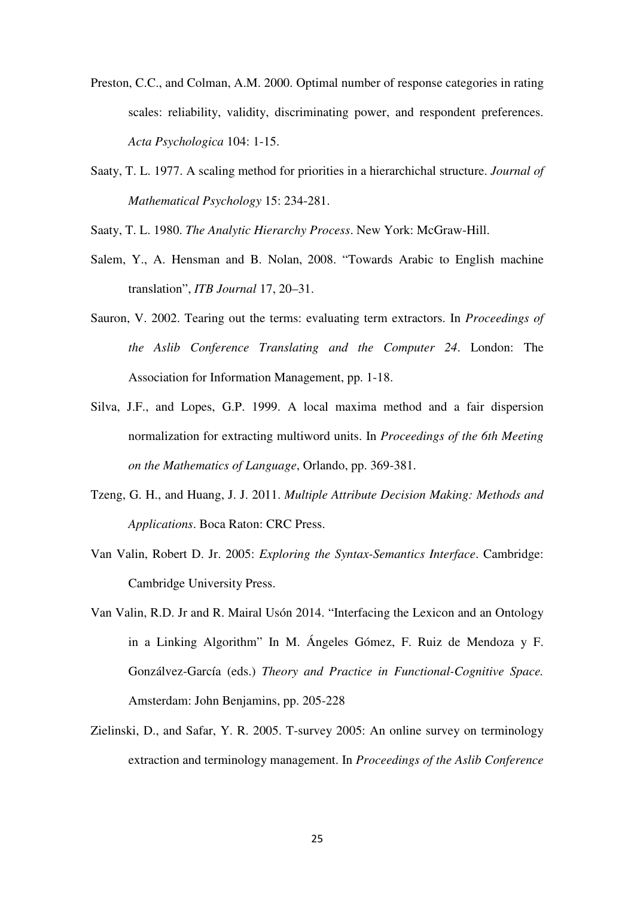Preston, C.C., and Colman, A.M. 2000. Optimal number of response categories in rating scales: reliability, validity, discriminating power, and respondent preferences. *Acta Psychologica* 104: 1-15.

Saaty, T. L. 1977. A scaling method for priorities in a hierarchichal structure. *Journal of Mathematical Psychology* 15: 234-281.

Saaty, T. L. 1980. *The Analytic Hierarchy Process*. New York: McGraw-Hill.

Salem, Y., A. Hensman and B. Nolan, 2008. "Towards Arabic to English machine translation", *ITB Journal* 17, 20–31.

Sauron, V. 2002. Tearing out the terms: evaluating term extractors. In *Proceedings of the Aslib Conference Translating and the Computer 24*. London: The Association for Information Management, pp. 1-18.

Silva, J.F., and Lopes, G.P. 1999. A local maxima method and a fair dispersion normalization for extracting multiword units. In *Proceedings of the 6th Meeting on the Mathematics of Language*, Orlando, pp. 369-381.

Tzeng, G. H., and Huang, J. J. 2011. *Multiple Attribute Decision Making: Methods and Applications*. Boca Raton: CRC Press.

Van Valin, Robert D. Jr. 2005: *Exploring the Syntax-Semantics Interface*. Cambridge: Cambridge University Press.

Van Valin, R.D. Jr and R. Mairal Usón 2014. "Interfacing the Lexicon and an Ontology in a Linking Algorithm" In M. Ángeles Gómez, F. Ruiz de Mendoza y F. Gonzálvez-García (eds.) *Theory and Practice in Functional-Cognitive Space.* Amsterdam: John Benjamins, pp. 205-228

Zielinski, D., and Safar, Y. R. 2005. T-survey 2005: An online survey on terminology extraction and terminology management. In *Proceedings of the Aslib Conference*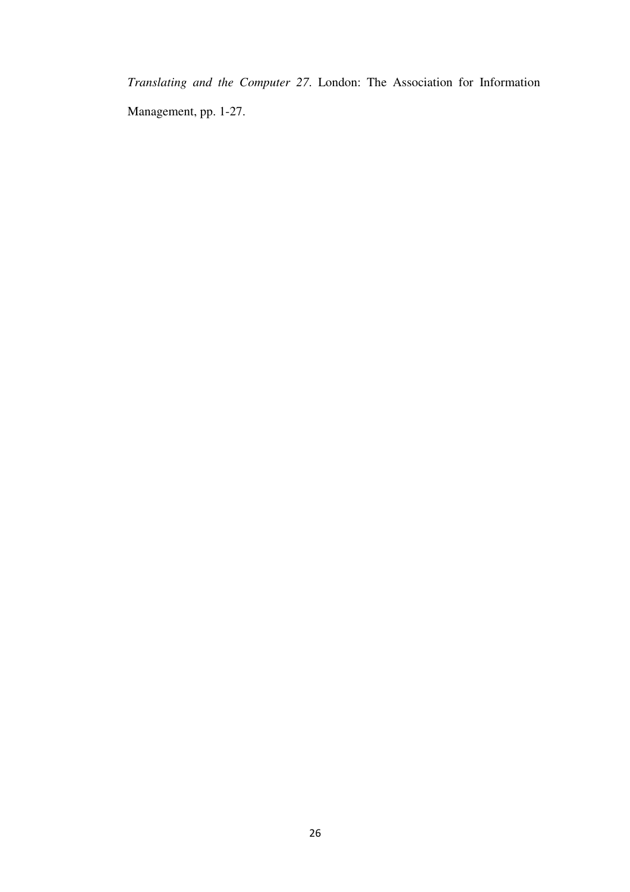*Translating and the Computer 27*. London: The Association for Information Management, pp. 1-27.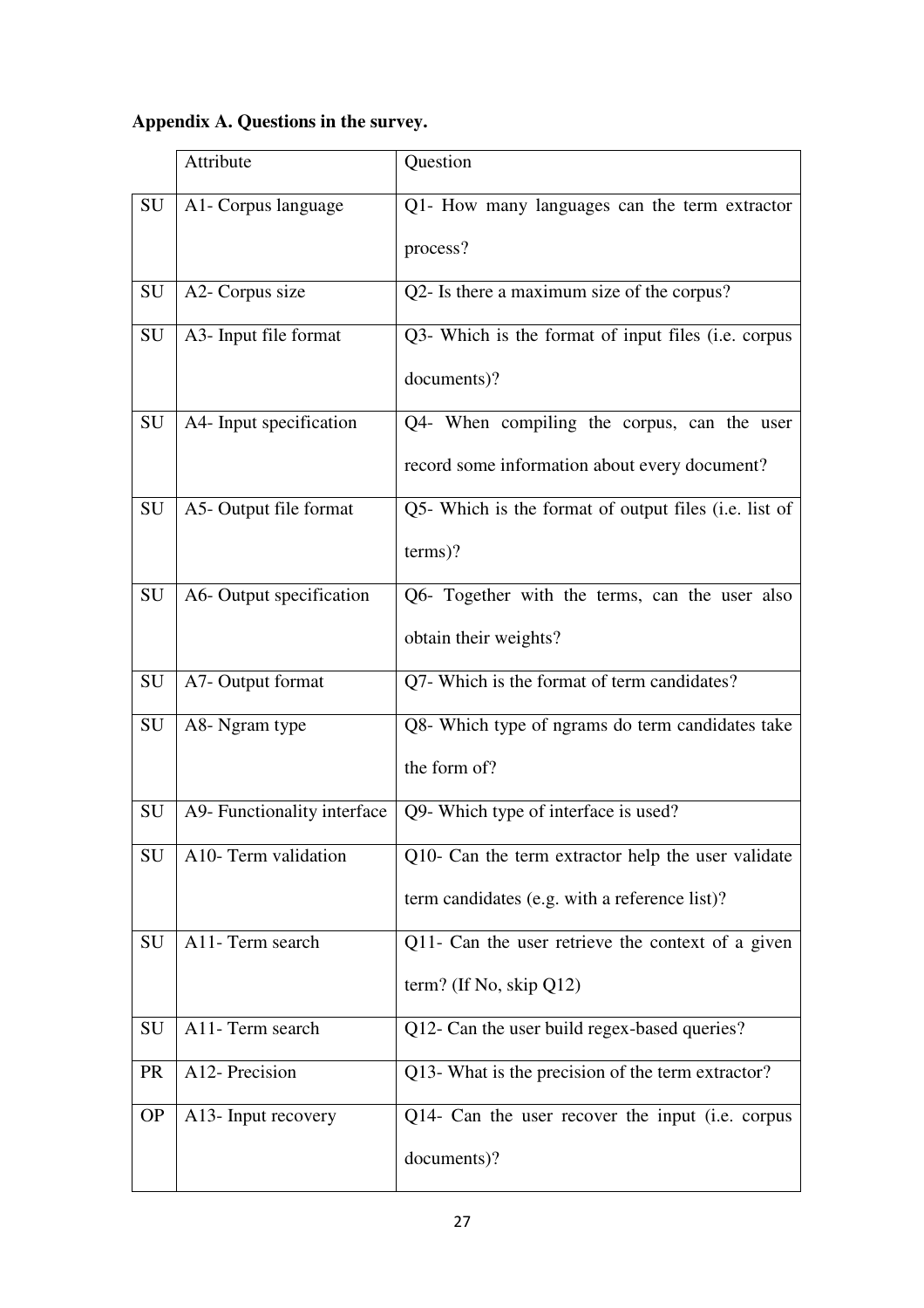**Appendix A. Questions in the survey.**

| | Attribute | Question |
|---|---|---|
| SU | A1- Corpus language | Q1- How many languages can the term extractor process? |
| SU | A2- Corpus size | Q2- Is there a maximum size of the corpus? |
| SU | A3- Input file format | Q3- Which is the format of input files (i.e. corpus documents)? |
| SU | A4- Input specification | Q4- When compiling the corpus, can the user record some information about every document? |
| SU | A5- Output file format | Q5- Which is the format of output files (i.e. list of terms)? |
| SU | A6- Output specification | Q6- Together with the terms, can the user also obtain their weights? |
| SU | A7- Output format | Q7- Which is the format of term candidates? |
| SU | A8- Ngram type | Q8- Which type of ngrams do term candidates take the form of? |
| SU | A9- Functionality interface | Q9- Which type of interface is used? |
| SU | A10- Term validation | Q10- Can the term extractor help the user validate term candidates (e.g. with a reference list)? |
| SU | A11- Term search | Q11- Can the user retrieve the context of a given term? (If No, skip Q12) |
| SU | A11- Term search | Q12- Can the user build regex-based queries? |
| PR | A12- Precision | Q13- What is the precision of the term extractor? |
| OP | A13- Input recovery | Q14- Can the user recover the input (i.e. corpus documents)? |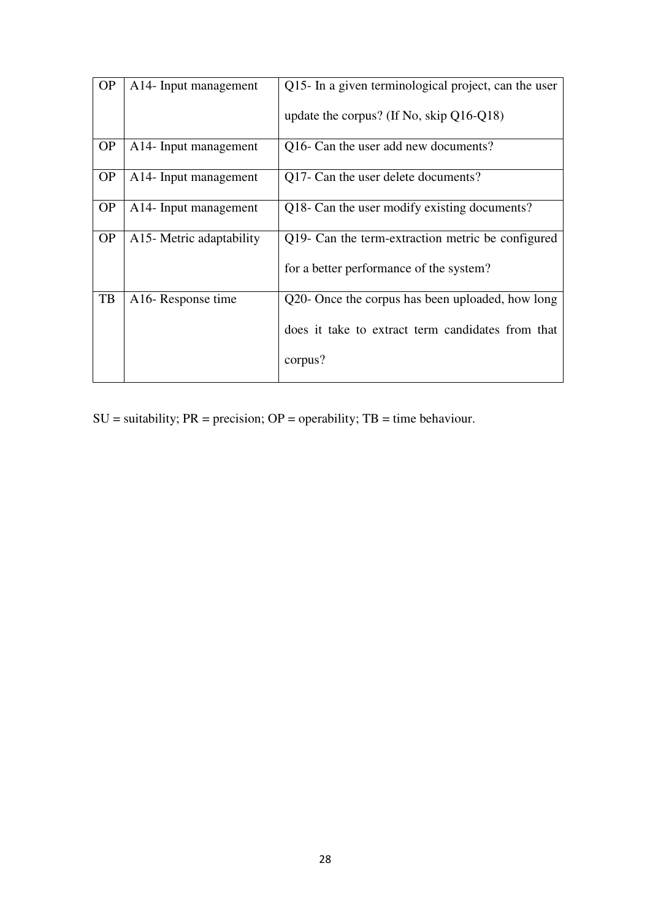| OP | A14- Input management | Q15- In a given terminological project, can the user update the corpus? (If No, skip Q16-Q18) |
|---|---|---|
| OP | A14- Input management | Q16- Can the user add new documents? |
| OP | A14- Input management | Q17- Can the user delete documents? |
| OP | A14- Input management | Q18- Can the user modify existing documents? |
| OP | A15- Metric adaptability | Q19- Can the term-extraction metric be configured for a better performance of the system? |
| TB | A16- Response time | Q20- Once the corpus has been uploaded, how long does it take to extract term candidates from that corpus? |

SU = suitability; PR = precision; OP = operability; TB = time behaviour.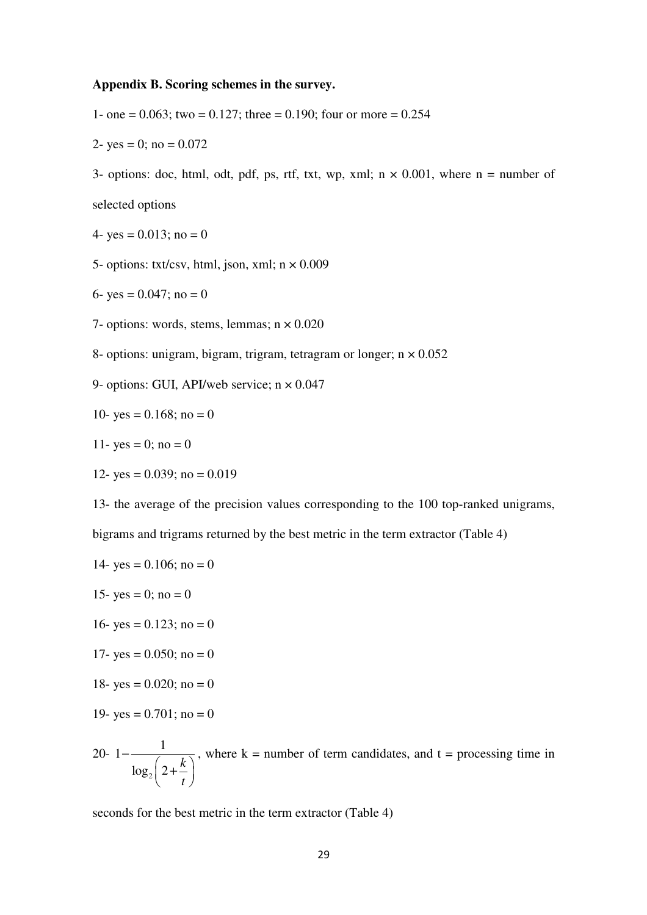**Appendix B. Scoring schemes in the survey.**

1- one = 0.063; two = 0.127; three = 0.190; four or more = 0.254

2- yes = 0; no = 0.072

3- options: doc, html, odt, pdf, ps, rtf, txt, wp, xml; n × 0.001, where n = number of selected options

4- yes = 0.013; no = 0

5- options: txt/csv, html, json, xml; n × 0.009

6- yes = 0.047; no = 0

7- options: words, stems, lemmas; n × 0.020

8- options: unigram, bigram, trigram, tetragram or longer; n × 0.052

9- options: GUI, API/web service; n × 0.047

10- yes = 0.168; no = 0

11- yes = 0; no = 0

12- yes = 0.039; no = 0.019

13- the average of the precision values corresponding to the 100 top-ranked unigrams, bigrams and trigrams returned by the best metric in the term extractor (Table 4)

14- yes = 0.106; no = 0

15- yes = 0; no = 0

16- yes = 0.123; no = 0

17- yes = 0.050; no = 0

18- yes = 0.020; no = 0

19- yes = 0.701; no = 0

20- $1-\dfrac{1}{\log_2\left(2+\dfrac{k}{t}\right)}$, where k = number of term candidates, and t = processing time in seconds for the best metric in the term extractor (Table 4)